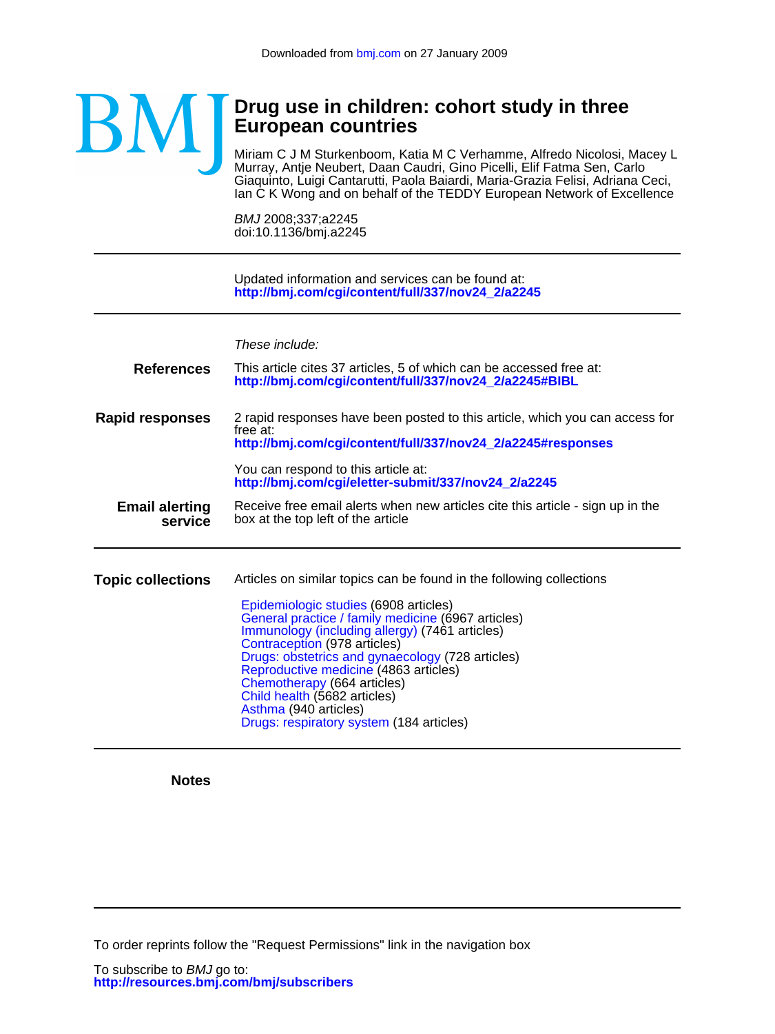Downloaded from bmj.com on 27 January 2009

BMJ

# Drug use in children: cohort study in three European countries

Miriam C J M Sturkenboom, Katia M C Verhamme, Alfredo Nicolosi, Macey L Murray, Antje Neubert, Daan Caudri, Gino Picelli, Elif Fatma Sen, Carlo Giaquinto, Luigi Cantarutti, Paola Baiardi, Maria-Grazia Felisi, Adriana Ceci, Ian C K Wong and on behalf of the TEDDY European Network of Excellence

*BMJ* 2008;337;a2245
doi:10.1136/bmj.a2245

---

Updated information and services can be found at:
**http://bmj.com/cgi/content/full/337/nov24_2/a2245**

---

*These include:*

**References**

This article cites 37 articles, 5 of which can be accessed free at:
**http://bmj.com/cgi/content/full/337/nov24_2/a2245#BIBL**

**Rapid responses**

2 rapid responses have been posted to this article, which you can access for free at:
**http://bmj.com/cgi/content/full/337/nov24_2/a2245#responses**

You can respond to this article at:
**http://bmj.com/cgi/eletter-submit/337/nov24_2/a2245**

**Email alerting service**

Receive free email alerts when new articles cite this article - sign up in the box at the top left of the article

---

**Topic collections**

Articles on similar topics can be found in the following collections

- Epidemiologic studies (6908 articles)
- General practice / family medicine (6967 articles)
- Immunology (including allergy) (7461 articles)
- Contraception (978 articles)
- Drugs: obstetrics and gynaecology (728 articles)
- Reproductive medicine (4863 articles)
- Chemotherapy (664 articles)
- Child health (5682 articles)
- Asthma (940 articles)
- Drugs: respiratory system (184 articles)

---

**Notes**

---

To order reprints follow the "Request Permissions" link in the navigation box

To subscribe to *BMJ* go to:
**http://resources.bmj.com/bmj/subscribers**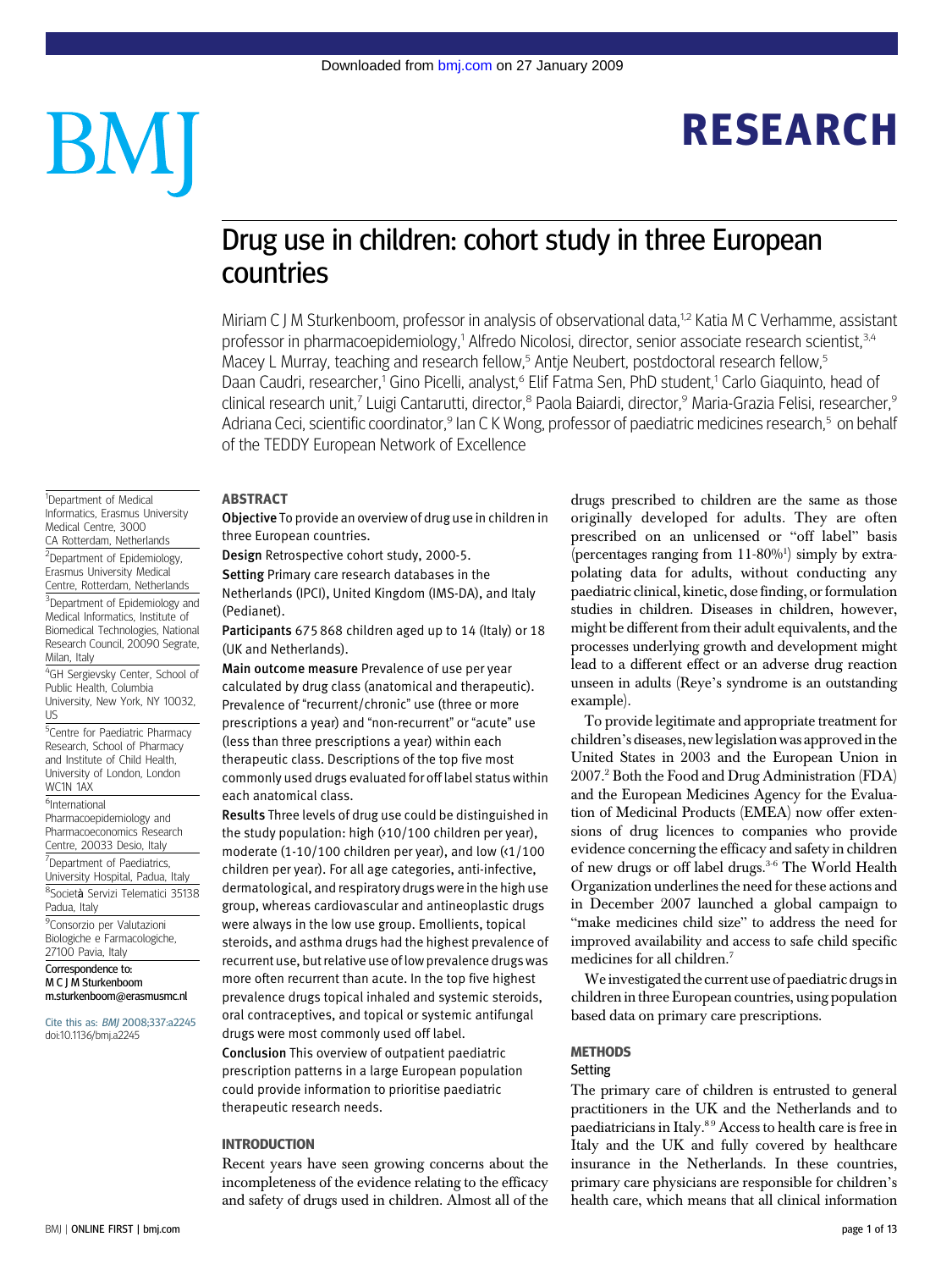# Drug use in children: cohort study in three European countries

Miriam C J M Sturkenboom, professor in analysis of observational data,[1,2] Katia M C Verhamme, assistant professor in pharmacoepidemiology,[1] Alfredo Nicolosi, director, senior associate research scientist,[3,4] Macey L Murray, teaching and research fellow,[5] Antje Neubert, postdoctoral research fellow,[5] Daan Caudri, researcher,[1] Gino Picelli, analyst,[6] Elif Fatma Sen, PhD student,[1] Carlo Giaquinto, head of clinical research unit,[7] Luigi Cantarutti, director,[8] Paola Baiardi, director,[9] Maria-Grazia Felisi, researcher,[9] Adriana Ceci, scientific coordinator,[9] Ian C K Wong, professor of paediatric medicines research,[5] on behalf of the TEDDY European Network of Excellence

[1]Department of Medical Informatics, Erasmus University Medical Centre, 3000 CA Rotterdam, Netherlands

[2]Department of Epidemiology, Erasmus University Medical Centre, Rotterdam, Netherlands

[3]Department of Epidemiology and Medical Informatics, Institute of Biomedical Technologies, National Research Council, 20090 Segrate, Milan, Italy

[4]GH Sergievsky Center, School of Public Health, Columbia University, New York, NY 10032, US

[5]Centre for Paediatric Pharmacy Research, School of Pharmacy and Institute of Child Health, University of London, London WC1N 1AX

[6]International Pharmacoepidemiology and Pharmacoeconomics Research Centre, 20033 Desio, Italy

[7]Department of Paediatrics, University Hospital, Padua, Italy

[8]Società Servizi Telematici 35138 Padua, Italy

[9]Consorzio per Valutazioni Biologiche e Farmacologiche, 27100 Pavia, Italy

Correspondence to: M C J M Sturkenboom m.sturkenboom@erasmusmc.nl

Cite this as: *BMJ* 2008;337:a2245 doi:10.1136/bmj.a2245

## ABSTRACT

**Objective** To provide an overview of drug use in children in three European countries.

**Design** Retrospective cohort study, 2000-5.

**Setting** Primary care research databases in the Netherlands (IPCI), United Kingdom (IMS-DA), and Italy (Pedianet).

**Participants** 675 868 children aged up to 14 (Italy) or 18 (UK and Netherlands).

**Main outcome measure** Prevalence of use per year calculated by drug class (anatomical and therapeutic). Prevalence of "recurrent/chronic" use (three or more prescriptions a year) and "non-recurrent" or "acute" use (less than three prescriptions a year) within each therapeutic class. Descriptions of the top five most commonly used drugs evaluated for off label status within each anatomical class.

**Results** Three levels of drug use could be distinguished in the study population: high (>10/100 children per year), moderate (1-10/100 children per year), and low (<1/100 children per year). For all age categories, anti-infective, dermatological, and respiratory drugs were in the high use group, whereas cardiovascular and antineoplastic drugs were always in the low use group. Emollients, topical steroids, and asthma drugs had the highest prevalence of recurrent use, but relative use of low prevalence drugs was more often recurrent than acute. In the top five highest prevalence drugs topical inhaled and systemic steroids, oral contraceptives, and topical or systemic antifungal drugs were most commonly used off label.

**Conclusion** This overview of outpatient paediatric prescription patterns in a large European population could provide information to prioritise paediatric therapeutic research needs.

## INTRODUCTION

Recent years have seen growing concerns about the incompleteness of the evidence relating to the efficacy and safety of drugs used in children. Almost all of the drugs prescribed to children are the same as those originally developed for adults. They are often prescribed on an unlicensed or "off label" basis (percentages ranging from 11-80%[1]) simply by extrapolating data for adults, without conducting any paediatric clinical, kinetic, dose finding, or formulation studies in children. Diseases in children, however, might be different from their adult equivalents, and the processes underlying growth and development might lead to a different effect or an adverse drug reaction unseen in adults (Reye's syndrome is an outstanding example).

To provide legitimate and appropriate treatment for children's diseases, new legislation was approved in the United States in 2003 and the European Union in 2007.[2] Both the Food and Drug Administration (FDA) and the European Medicines Agency for the Evaluation of Medicinal Products (EMEA) now offer extensions of drug licences to companies who provide evidence concerning the efficacy and safety in children of new drugs or off label drugs.[3-6] The World Health Organization underlines the need for these actions and in December 2007 launched a global campaign to "make medicines child size" to address the need for improved availability and access to safe child specific medicines for all children.[7]

We investigated the current use of paediatric drugs in children in three European countries, using population based data on primary care prescriptions.

## METHODS

### Setting

The primary care of children is entrusted to general practitioners in the UK and the Netherlands and to paediatricians in Italy.[8,9] Access to health care is free in Italy and the UK and fully covered by healthcare insurance in the Netherlands. In these countries, primary care physicians are responsible for children's health care, which means that all clinical information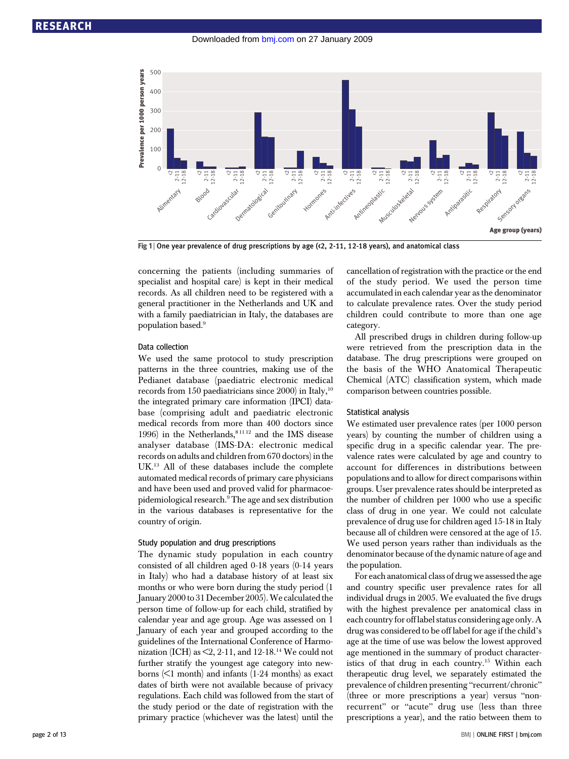Fig 1 | One year prevalence of drug prescriptions by age (<2, 2-11, 12-18 years), and anatomical class

concerning the patients (including summaries of specialist and hospital care) is kept in their medical records. As all children need to be registered with a general practitioner in the Netherlands and UK and with a family paediatrician in Italy, the databases are population based.[9]

### Data collection

We used the same protocol to study prescription patterns in the three countries, making use of the Pedianet database (paediatric electronic medical records from 150 paediatricians since 2000) in Italy,[10] the integrated primary care information (IPCI) database (comprising adult and paediatric electronic medical records from more than 400 doctors since 1996) in the Netherlands,[8 11 12] and the IMS disease analyser database (IMS-DA: electronic medical records on adults and children from 670 doctors) in the UK.[13] All of these databases include the complete automated medical records of primary care physicians and have been used and proved valid for pharmacoepidemiological research.[9] The age and sex distribution in the various databases is representative for the country of origin.

### Study population and drug prescriptions

The dynamic study population in each country consisted of all children aged 0-18 years (0-14 years in Italy) who had a database history of at least six months or who were born during the study period (1 January 2000 to 31 December 2005). We calculated the person time of follow-up for each child, stratified by calendar year and age group. Age was assessed on 1 January of each year and grouped according to the guidelines of the International Conference of Harmonization (ICH) as <2, 2-11, and 12-18.[14] We could not further stratify the youngest age category into newborns (<1 month) and infants (1-24 months) as exact dates of birth were not available because of privacy regulations. Each child was followed from the start of the study period or the date of registration with the primary practice (whichever was the latest) until the cancellation of registration with the practice or the end of the study period. We used the person time accumulated in each calendar year as the denominator to calculate prevalence rates. Over the study period children could contribute to more than one age category.

All prescribed drugs in children during follow-up were retrieved from the prescription data in the database. The drug prescriptions were grouped on the basis of the WHO Anatomical Therapeutic Chemical (ATC) classification system, which made comparison between countries possible.

### Statistical analysis

We estimated user prevalence rates (per 1000 person years) by counting the number of children using a specific drug in a specific calendar year. The prevalence rates were calculated by age and country to account for differences in distributions between populations and to allow for direct comparisons within groups. User prevalence rates should be interpreted as the number of children per 1000 who use a specific class of drug in one year. We could not calculate prevalence of drug use for children aged 15-18 in Italy because all of children were censored at the age of 15. We used person years rather than individuals as the denominator because of the dynamic nature of age and the population.

For each anatomical class of drug we assessed the age and country specific user prevalence rates for all individual drugs in 2005. We evaluated the five drugs with the highest prevalence per anatomical class in each country for off label status considering age only. A drug was considered to be off label for age if the child's age at the time of use was below the lowest approved age mentioned in the summary of product characteristics of that drug in each country.[15] Within each therapeutic drug level, we separately estimated the prevalence of children presenting "recurrent/chronic" (three or more prescriptions a year) versus "non-recurrent" or "acute" drug use (less than three prescriptions a year), and the ratio between them to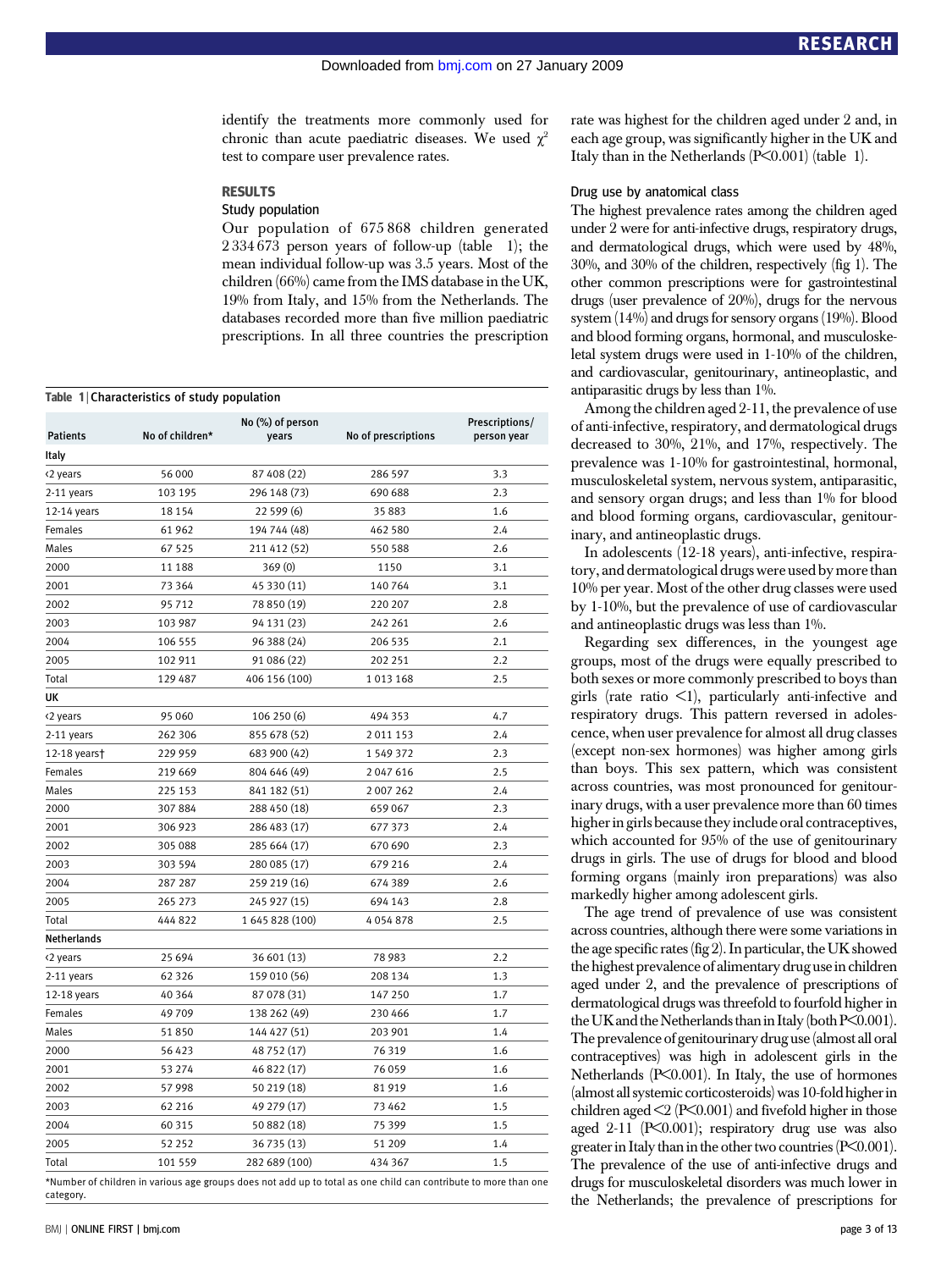identify the treatments more commonly used for chronic than acute paediatric diseases. We used $\chi^2$ test to compare user prevalence rates.

## RESULTS

### Study population

Our population of 675 868 children generated 2 334 673 person years of follow-up (table 1); the mean individual follow-up was 3.5 years. Most of the children (66%) came from the IMS database in the UK, 19% from Italy, and 15% from the Netherlands. The databases recorded more than five million paediatric prescriptions. In all three countries the prescription rate was highest for the children aged under 2 and, in each age group, was significantly higher in the UK and Italy than in the Netherlands (P<0.001) (table 1).

**Table 1 | Characteristics of study population**

| Patients | No of children* | No (%) of person years | No of prescriptions | Prescriptions/ person year |
|---|---|---|---|---|
| **Italy** | | | | |
| ‹2 years | 56 000 | 87 408 (22) | 286 597 | 3.3 |
| 2-11 years | 103 195 | 296 148 (73) | 690 688 | 2.3 |
| 12-14 years | 18 154 | 22 599 (6) | 35 883 | 1.6 |
| Females | 61 962 | 194 744 (48) | 462 580 | 2.4 |
| Males | 67 525 | 211 412 (52) | 550 588 | 2.6 |
| 2000 | 11 188 | 369 (0) | 1150 | 3.1 |
| 2001 | 73 364 | 45 330 (11) | 140 764 | 3.1 |
| 2002 | 95 712 | 78 850 (19) | 220 207 | 2.8 |
| 2003 | 103 987 | 94 131 (23) | 242 261 | 2.6 |
| 2004 | 106 555 | 96 388 (24) | 206 535 | 2.1 |
| 2005 | 102 911 | 91 086 (22) | 202 251 | 2.2 |
| Total | 129 487 | 406 156 (100) | 1 013 168 | 2.5 |
| **UK** | | | | |
| ‹2 years | 95 060 | 106 250 (6) | 494 353 | 4.7 |
| 2-11 years | 262 306 | 855 678 (52) | 2 011 153 | 2.4 |
| 12-18 years† | 229 959 | 683 900 (42) | 1 549 372 | 2.3 |
| Females | 219 669 | 804 646 (49) | 2 047 616 | 2.5 |
| Males | 225 153 | 841 182 (51) | 2 007 262 | 2.4 |
| 2000 | 307 884 | 288 450 (18) | 659 067 | 2.3 |
| 2001 | 306 923 | 286 483 (17) | 677 373 | 2.4 |
| 2002 | 305 088 | 285 664 (17) | 670 690 | 2.3 |
| 2003 | 303 594 | 280 085 (17) | 679 216 | 2.4 |
| 2004 | 287 287 | 259 219 (16) | 674 389 | 2.6 |
| 2005 | 265 273 | 245 927 (15) | 694 143 | 2.8 |
| Total | 444 822 | 1 645 828 (100) | 4 054 878 | 2.5 |
| **Netherlands** | | | | |
| ‹2 years | 25 694 | 36 601 (13) | 78 983 | 2.2 |
| 2-11 years | 62 326 | 159 010 (56) | 208 134 | 1.3 |
| 12-18 years | 40 364 | 87 078 (31) | 147 250 | 1.7 |
| Females | 49 709 | 138 262 (49) | 230 466 | 1.7 |
| Males | 51 850 | 144 427 (51) | 203 901 | 1.4 |
| 2000 | 56 423 | 48 752 (17) | 76 319 | 1.6 |
| 2001 | 53 274 | 46 822 (17) | 76 059 | 1.6 |
| 2002 | 57 998 | 50 219 (18) | 81 919 | 1.6 |
| 2003 | 62 216 | 49 279 (17) | 73 462 | 1.5 |
| 2004 | 60 315 | 50 882 (18) | 75 399 | 1.5 |
| 2005 | 52 252 | 36 735 (13) | 51 209 | 1.4 |
| Total | 101 559 | 282 689 (100) | 434 367 | 1.5 |

*Number of children in various age groups does not add up to total as one child can contribute to more than one category.

### Drug use by anatomical class

The highest prevalence rates among the children aged under 2 were for anti-infective drugs, respiratory drugs, and dermatological drugs, which were used by 48%, 30%, and 30% of the children, respectively (fig 1). The other common prescriptions were for gastrointestinal drugs (user prevalence of 20%), drugs for the nervous system (14%) and drugs for sensory organs (19%). Blood and blood forming organs, hormonal, and musculoskeletal system drugs were used in 1-10% of the children, and cardiovascular, genitourinary, antineoplastic, and antiparasitic drugs by less than 1%.

Among the children aged 2-11, the prevalence of use of anti-infective, respiratory, and dermatological drugs decreased to 30%, 21%, and 17%, respectively. The prevalence was 1-10% for gastrointestinal, hormonal, musculoskeletal system, nervous system, antiparasitic, and sensory organ drugs; and less than 1% for blood and blood forming organs, cardiovascular, genitourinary, and antineoplastic drugs.

In adolescents (12-18 years), anti-infective, respiratory, and dermatological drugs were used by more than 10% per year. Most of the other drug classes were used by 1-10%, but the prevalence of use of cardiovascular and antineoplastic drugs was less than 1%.

Regarding sex differences, in the youngest age groups, most of the drugs were equally prescribed to both sexes or more commonly prescribed to boys than girls (rate ratio <1), particularly anti-infective and respiratory drugs. This pattern reversed in adolescence, when user prevalence for almost all drug classes (except non-sex hormones) was higher among girls than boys. This sex pattern, which was consistent across countries, was most pronounced for genitourinary drugs, with a user prevalence more than 60 times higher in girls because they include oral contraceptives, which accounted for 95% of the use of genitourinary drugs in girls. The use of drugs for blood and blood forming organs (mainly iron preparations) was also markedly higher among adolescent girls.

The age trend of prevalence of use was consistent across countries, although there were some variations in the age specific rates (fig 2). In particular, the UK showed the highest prevalence of alimentary drug use in children aged under 2, and the prevalence of prescriptions of dermatological drugs was threefold to fourfold higher in the UK and the Netherlands than in Italy (both P<0.001). The prevalence of genitourinary drug use (almost all oral contraceptives) was high in adolescent girls in the Netherlands (P<0.001). In Italy, the use of hormones (almost all systemic corticosteroids) was 10-fold higher in children aged <2 (P<0.001) and fivefold higher in those aged 2-11 (P<0.001); respiratory drug use was also greater in Italy than in the other two countries (P<0.001). The prevalence of the use of anti-infective drugs and drugs for musculoskeletal disorders was much lower in the Netherlands; the prevalence of prescriptions for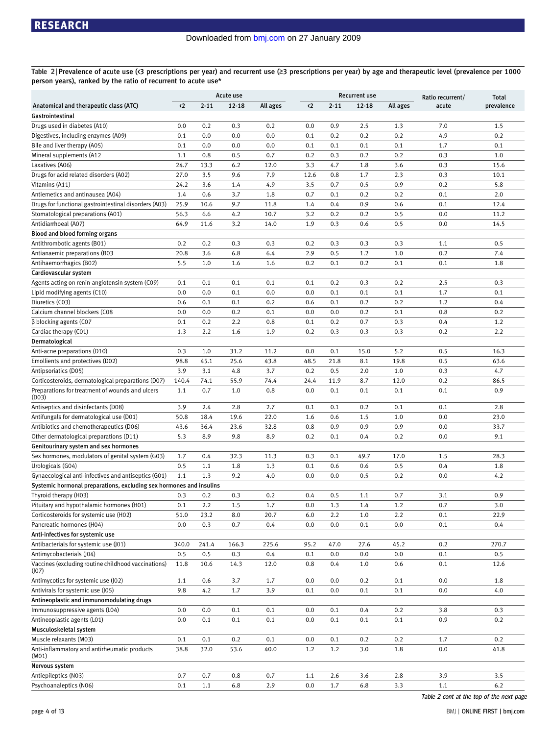Table 2 | Prevalence of acute use (<3 prescriptions per year) and recurrent use (≥3 prescriptions per year) by age and therapeutic level (prevalence per 1000 person years), ranked by the ratio of recurrent to acute use*

| Anatomical and therapeutic class (ATC) | Acute use | | | | Recurrent use | | | | Ratio recurrent/ acute | Total prevalence |
|---|---|---|---|---|---|---|---|---|---|---|
| | <2 | 2-11 | 12-18 | All ages | <2 | 2-11 | 12-18 | All ages | | |
| **Gastrointestinal** | | | | | | | | | | |
| Drugs used in diabetes (A10) | 0.0 | 0.2 | 0.3 | 0.2 | 0.0 | 0.9 | 2.5 | 1.3 | 7.0 | 1.5 |
| Digestives, including enzymes (A09) | 0.1 | 0.0 | 0.0 | 0.0 | 0.1 | 0.2 | 0.2 | 0.2 | 4.9 | 0.2 |
| Bile and liver therapy (A05) | 0.1 | 0.0 | 0.0 | 0.0 | 0.1 | 0.1 | 0.1 | 0.1 | 1.7 | 0.1 |
| Mineral supplements (A12 | 1.1 | 0.8 | 0.5 | 0.7 | 0.2 | 0.3 | 0.2 | 0.2 | 0.3 | 1.0 |
| Laxatives (A06) | 24.7 | 13.3 | 6.2 | 12.0 | 3.3 | 4.7 | 1.8 | 3.6 | 0.3 | 15.6 |
| Drugs for acid related disorders (A02) | 27.0 | 3.5 | 9.6 | 7.9 | 12.6 | 0.8 | 1.7 | 2.3 | 0.3 | 10.1 |
| Vitamins (A11) | 24.2 | 3.6 | 1.4 | 4.9 | 3.5 | 0.7 | 0.5 | 0.9 | 0.2 | 5.8 |
| Antiemetics and antinausea (A04) | 1.4 | 0.6 | 3.7 | 1.8 | 0.7 | 0.1 | 0.2 | 0.2 | 0.1 | 2.0 |
| Drugs for functional gastrointestinal disorders (A03) | 25.9 | 10.6 | 9.7 | 11.8 | 1.4 | 0.4 | 0.9 | 0.6 | 0.1 | 12.4 |
| Stomatological preparations (A01) | 56.3 | 6.6 | 4.2 | 10.7 | 3.2 | 0.2 | 0.2 | 0.5 | 0.0 | 11.2 |
| Antidiarrhoeal (A07) | 64.9 | 11.6 | 3.2 | 14.0 | 1.9 | 0.3 | 0.6 | 0.5 | 0.0 | 14.5 |
| **Blood and blood forming organs** | | | | | | | | | | |
| Antithrombotic agents (B01) | 0.2 | 0.2 | 0.3 | 0.3 | 0.2 | 0.3 | 0.3 | 0.3 | 1.1 | 0.5 |
| Antianaemic preparations (B03 | 20.8 | 3.6 | 6.8 | 6.4 | 2.9 | 0.5 | 1.2 | 1.0 | 0.2 | 7.4 |
| Antihaemorrhagics (B02) | 5.5 | 1.0 | 1.6 | 1.6 | 0.2 | 0.1 | 0.2 | 0.1 | 0.1 | 1.8 |
| **Cardiovascular system** | | | | | | | | | | |
| Agents acting on renin-angiotensin system (C09) | 0.1 | 0.1 | 0.1 | 0.1 | 0.1 | 0.2 | 0.3 | 0.2 | 2.5 | 0.3 |
| Lipid modifying agents (C10) | 0.0 | 0.0 | 0.1 | 0.0 | 0.0 | 0.1 | 0.1 | 0.1 | 1.7 | 0.1 |
| Diuretics (C03) | 0.6 | 0.1 | 0.1 | 0.2 | 0.6 | 0.1 | 0.2 | 0.2 | 1.2 | 0.4 |
| Calcium channel blockers (C08 | 0.0 | 0.0 | 0.2 | 0.1 | 0.0 | 0.0 | 0.2 | 0.1 | 0.8 | 0.2 |
| β blocking agents (C07 | 0.1 | 0.2 | 2.2 | 0.8 | 0.1 | 0.2 | 0.7 | 0.3 | 0.4 | 1.2 |
| Cardiac therapy (C01) | 1.3 | 2.2 | 1.6 | 1.9 | 0.2 | 0.3 | 0.3 | 0.3 | 0.2 | 2.2 |
| **Dermatological** | | | | | | | | | | |
| Anti-acne preparations (D10) | 0.3 | 1.0 | 31.2 | 11.2 | 0.0 | 0.1 | 15.0 | 5.2 | 0.5 | 16.3 |
| Emollients and protectives (D02) | 98.8 | 45.1 | 25.6 | 43.8 | 48.5 | 21.8 | 8.1 | 19.8 | 0.5 | 63.6 |
| Antipsoriatics (D05) | 3.9 | 3.1 | 4.8 | 3.7 | 0.2 | 0.5 | 2.0 | 1.0 | 0.3 | 4.7 |
| Corticosteroids, dermatological preparations (D07) | 140.4 | 74.1 | 55.9 | 74.4 | 24.4 | 11.9 | 8.7 | 12.0 | 0.2 | 86.5 |
| Preparations for treatment of wounds and ulcers (D03) | 1.1 | 0.7 | 1.0 | 0.8 | 0.0 | 0.1 | 0.1 | 0.1 | 0.1 | 0.9 |
| Antiseptics and disinfectants (D08) | 3.9 | 2.4 | 2.8 | 2.7 | 0.1 | 0.1 | 0.2 | 0.1 | 0.1 | 2.8 |
| Antifungals for dermatological use (D01) | 50.8 | 18.4 | 19.6 | 22.0 | 1.6 | 0.6 | 1.5 | 1.0 | 0.0 | 23.0 |
| Antibiotics and chemotherapeutics (D06) | 43.6 | 36.4 | 23.6 | 32.8 | 0.8 | 0.9 | 0.9 | 0.9 | 0.0 | 33.7 |
| Other dermatological preparations (D11) | 5.3 | 8.9 | 9.8 | 8.9 | 0.2 | 0.1 | 0.4 | 0.2 | 0.0 | 9.1 |
| **Genitourinary system and sex hormones** | | | | | | | | | | |
| Sex hormones, modulators of genital system (G03) | 1.7 | 0.4 | 32.3 | 11.3 | 0.3 | 0.1 | 49.7 | 17.0 | 1.5 | 28.3 |
| Urologicals (G04) | 0.5 | 1.1 | 1.8 | 1.3 | 0.1 | 0.6 | 0.6 | 0.5 | 0.4 | 1.8 |
| Gynaecological anti-infectives and antiseptics (G01) | 1.1 | 1.3 | 9.2 | 4.0 | 0.0 | 0.0 | 0.5 | 0.2 | 0.0 | 4.2 |
| **Systemic hormonal preparations, excluding sex hormones and insulins** | | | | | | | | | | |
| Thyroid therapy (H03) | 0.3 | 0.2 | 0.3 | 0.2 | 0.4 | 0.5 | 1.1 | 0.7 | 3.1 | 0.9 |
| Pituitary and hypothalamic hormones (H01) | 0.1 | 2.2 | 1.5 | 1.7 | 0.0 | 1.3 | 1.4 | 1.2 | 0.7 | 3.0 |
| Corticosteroids for systemic use (H02) | 51.0 | 23.2 | 8.0 | 20.7 | 6.0 | 2.2 | 1.0 | 2.2 | 0.1 | 22.9 |
| Pancreatic hormones (H04) | 0.0 | 0.3 | 0.7 | 0.4 | 0.0 | 0.0 | 0.1 | 0.0 | 0.1 | 0.4 |
| **Anti-infectives for systemic use** | | | | | | | | | | |
| Antibacterials for systemic use (J01) | 340.0 | 241.4 | 166.3 | 225.6 | 95.2 | 47.0 | 27.6 | 45.2 | 0.2 | 270.7 |
| Antimycobacterials (J04) | 0.5 | 0.5 | 0.3 | 0.4 | 0.1 | 0.0 | 0.0 | 0.0 | 0.1 | 0.5 |
| Vaccines (excluding routine childhood vaccinations) (J07) | 11.8 | 10.6 | 14.3 | 12.0 | 0.8 | 0.4 | 1.0 | 0.6 | 0.1 | 12.6 |
| Antimycotics for systemic use (J02) | 1.1 | 0.6 | 3.7 | 1.7 | 0.0 | 0.0 | 0.2 | 0.1 | 0.0 | 1.8 |
| Antivirals for systemic use (J05) | 9.8 | 4.2 | 1.7 | 3.9 | 0.1 | 0.0 | 0.1 | 0.1 | 0.0 | 4.0 |
| **Antineoplastic and immunomodulating drugs** | | | | | | | | | | |
| Immunosuppressive agents (L04) | 0.0 | 0.0 | 0.1 | 0.1 | 0.0 | 0.1 | 0.4 | 0.2 | 3.8 | 0.3 |
| Antineoplastic agents (L01) | 0.0 | 0.1 | 0.1 | 0.1 | 0.0 | 0.1 | 0.1 | 0.1 | 0.9 | 0.2 |
| **Musculoskeletal system** | | | | | | | | | | |
| Muscle relaxants (M03) | 0.1 | 0.1 | 0.2 | 0.1 | 0.0 | 0.1 | 0.2 | 0.2 | 1.7 | 0.2 |
| Anti-inflammatory and antirheumatic products (M01) | 38.8 | 32.0 | 53.6 | 40.0 | 1.2 | 1.2 | 3.0 | 1.8 | 0.0 | 41.8 |
| **Nervous system** | | | | | | | | | | |
| Antiepileptics (N03) | 0.7 | 0.7 | 0.8 | 0.7 | 1.1 | 2.6 | 3.6 | 2.8 | 3.9 | 3.5 |
| Psychoanaleptics (N06) | 0.1 | 1.1 | 6.8 | 2.9 | 0.0 | 1.7 | 6.8 | 3.3 | 1.1 | 6.2 |

*Table 2 cont at the top of the next page*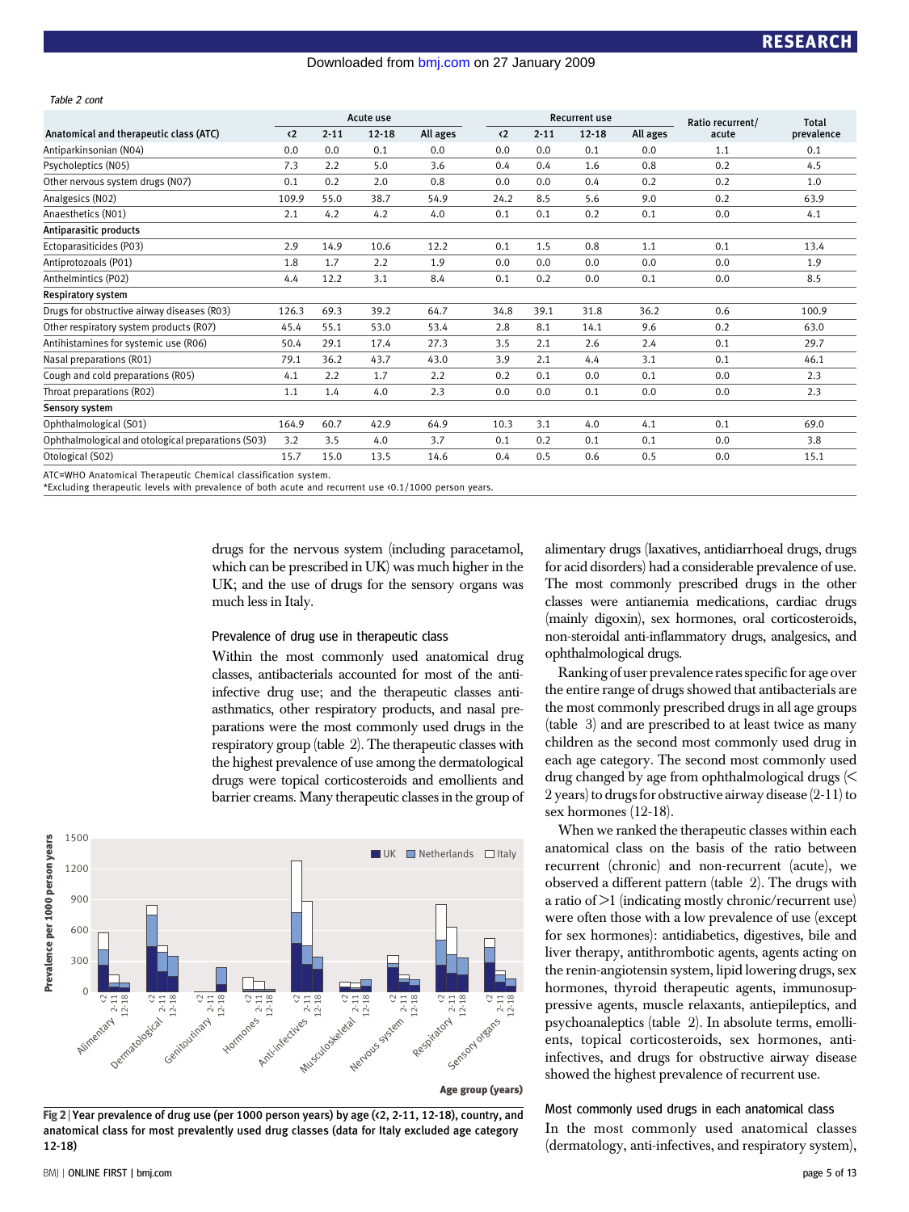*Table 2 cont*

| Anatomical and therapeutic class (ATC) | Acute use | | | | Recurrent use | | | | Ratio recurrent/ acute | Total prevalence |
|---|---|---|---|---|---|---|---|---|---|---|
| | <2 | 2-11 | 12-18 | All ages | <2 | 2-11 | 12-18 | All ages | | |
| Antiparkinsonian (N04) | 0.0 | 0.0 | 0.1 | 0.0 | 0.0 | 0.0 | 0.1 | 0.0 | 1.1 | 0.1 |
| Psycholeptics (N05) | 7.3 | 2.2 | 5.0 | 3.6 | 0.4 | 0.4 | 1.6 | 0.8 | 0.2 | 4.5 |
| Other nervous system drugs (N07) | 0.1 | 0.2 | 2.0 | 0.8 | 0.0 | 0.0 | 0.4 | 0.2 | 0.2 | 1.0 |
| Analgesics (N02) | 109.9 | 55.0 | 38.7 | 54.9 | 24.2 | 8.5 | 5.6 | 9.0 | 0.2 | 63.9 |
| Anaesthetics (N01) | 2.1 | 4.2 | 4.2 | 4.0 | 0.1 | 0.1 | 0.2 | 0.1 | 0.0 | 4.1 |
| **Antiparasitic products** | | | | | | | | | | |
| Ectoparasiticides (P03) | 2.9 | 14.9 | 10.6 | 12.2 | 0.1 | 1.5 | 0.8 | 1.1 | 0.1 | 13.4 |
| Antiprotozoals (P01) | 1.8 | 1.7 | 2.2 | 1.9 | 0.0 | 0.0 | 0.0 | 0.0 | 0.0 | 1.9 |
| Anthelmintics (P02) | 4.4 | 12.2 | 3.1 | 8.4 | 0.1 | 0.2 | 0.0 | 0.1 | 0.0 | 8.5 |
| **Respiratory system** | | | | | | | | | | |
| Drugs for obstructive airway diseases (R03) | 126.3 | 69.3 | 39.2 | 64.7 | 34.8 | 39.1 | 31.8 | 36.2 | 0.6 | 100.9 |
| Other respiratory system products (R07) | 45.4 | 55.1 | 53.0 | 53.4 | 2.8 | 8.1 | 14.1 | 9.6 | 0.2 | 63.0 |
| Antihistamines for systemic use (R06) | 50.4 | 29.1 | 17.4 | 27.3 | 3.5 | 2.1 | 2.6 | 2.4 | 0.1 | 29.7 |
| Nasal preparations (R01) | 79.1 | 36.2 | 43.7 | 43.0 | 3.9 | 2.1 | 4.4 | 3.1 | 0.1 | 46.1 |
| Cough and cold preparations (R05) | 4.1 | 2.2 | 1.7 | 2.2 | 0.2 | 0.1 | 0.0 | 0.1 | 0.0 | 2.3 |
| Throat preparations (R02) | 1.1 | 1.4 | 4.0 | 2.3 | 0.0 | 0.0 | 0.1 | 0.0 | 0.0 | 2.3 |
| **Sensory system** | | | | | | | | | | |
| Ophthalmological (S01) | 164.9 | 60.7 | 42.9 | 64.9 | 10.3 | 3.1 | 4.0 | 4.1 | 0.1 | 69.0 |
| Ophthalmological and otological preparations (S03) | 3.2 | 3.5 | 4.0 | 3.7 | 0.1 | 0.2 | 0.1 | 0.1 | 0.0 | 3.8 |
| Otological (S02) | 15.7 | 15.0 | 13.5 | 14.6 | 0.4 | 0.5 | 0.6 | 0.5 | 0.0 | 15.1 |

ATC=WHO Anatomical Therapeutic Chemical classification system.
*Excluding therapeutic levels with prevalence of both acute and recurrent use <0.1/1000 person years.

drugs for the nervous system (including paracetamol, which can be prescribed in UK) was much higher in the UK; and the use of drugs for the sensory organs was much less in Italy.

### Prevalence of drug use in therapeutic class

Within the most commonly used anatomical drug classes, antibacterials accounted for most of the anti-infective drug use; and the therapeutic classes anti-asthmatics, other respiratory products, and nasal preparations were the most commonly used drugs in the respiratory group (table 2). The therapeutic classes with the highest prevalence of use among the dermatological drugs were topical corticosteroids and emollients and barrier creams. Many therapeutic classes in the group of alimentary drugs (laxatives, antidiarrhoeal drugs, drugs for acid disorders) had a considerable prevalence of use. The most commonly prescribed drugs in the other classes were antianemia medications, cardiac drugs (mainly digoxin), sex hormones, oral corticosteroids, non-steroidal anti-inflammatory drugs, analgesics, and ophthalmological drugs.

Ranking of user prevalence rates specific for age over the entire range of drugs showed that antibacterials are the most commonly prescribed drugs in all age groups (table 3) and are prescribed to at least twice as many children as the second most commonly used drug in each age category. The second most commonly used drug changed by age from ophthalmological drugs (< 2 years) to drugs for obstructive airway disease (2-11) to sex hormones (12-18).

When we ranked the therapeutic classes within each anatomical class on the basis of the ratio between recurrent (chronic) and non-recurrent (acute), we observed a different pattern (table 2). The drugs with a ratio of >1 (indicating mostly chronic/recurrent use) were often those with a low prevalence of use (except for sex hormones): antidiabetics, digestives, bile and liver therapy, antithrombotic agents, agents acting on the renin-angiotensin system, lipid lowering drugs, sex hormones, thyroid therapeutic agents, immunosuppressive agents, muscle relaxants, antiepileptics, and psychoanaleptics (table 2). In absolute terms, emollients, topical corticosteroids, sex hormones, anti-infectives, and drugs for obstructive airway disease showed the highest prevalence of recurrent use.

**Fig 2** | Year prevalence of drug use (per 1000 person years) by age (<2, 2-11, 12-18), country, and anatomical class for most prevalently used drug classes (data for Italy excluded age category 12-18)

### Most commonly used drugs in each anatomical class

In the most commonly used anatomical classes (dermatology, anti-infectives, and respiratory system),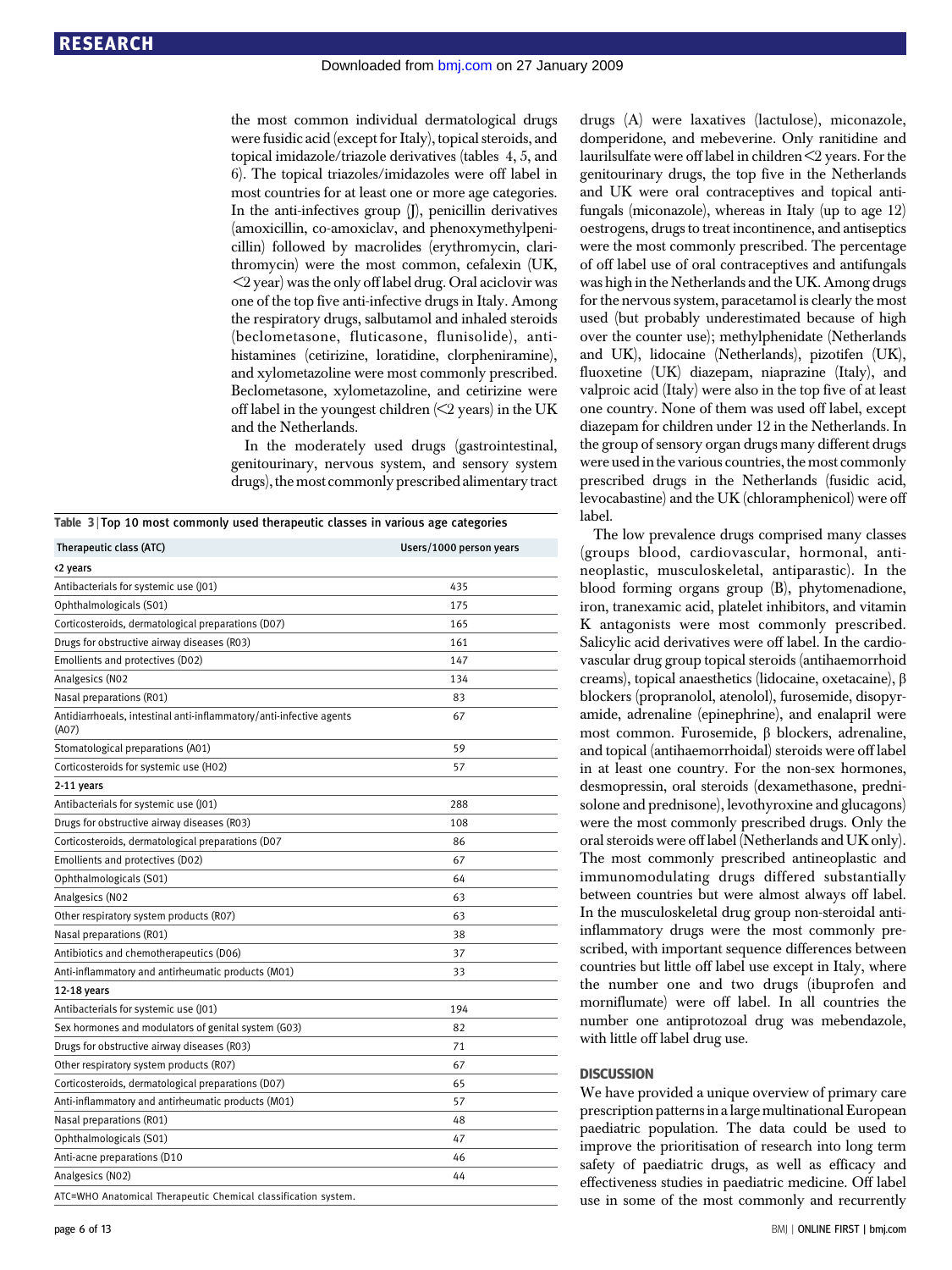the most common individual dermatological drugs were fusidic acid (except for Italy), topical steroids, and topical imidazole/triazole derivatives (tables 4, 5, and 6). The topical triazoles/imidazoles were off label in most countries for at least one or more age categories. In the anti-infectives group (J), penicillin derivatives (amoxicillin, co-amoxiclav, and phenoxymethylpenicillin) followed by macrolides (erythromycin, clarithromycin) were the most common, cefalexin (UK, <2 year) was the only off label drug. Oral aciclovir was one of the top five anti-infective drugs in Italy. Among the respiratory drugs, salbutamol and inhaled steroids (beclometasone, fluticasone, flunisolide), antihistamines (cetirizine, loratidine, clorpheniramine), and xylometazoline were most commonly prescribed. Beclometasone, xylometazoline, and cetirizine were off label in the youngest children (<2 years) in the UK and the Netherlands.

In the moderately used drugs (gastrointestinal, genitourinary, nervous system, and sensory system drugs), the most commonly prescribed alimentary tract drugs (A) were laxatives (lactulose), miconazole, domperidone, and mebeverine. Only ranitidine and laurilsulfate were off label in children <2 years. For the genitourinary drugs, the top five in the Netherlands and UK were oral contraceptives and topical antifungals (miconazole), whereas in Italy (up to age 12) oestrogens, drugs to treat incontinence, and antiseptics were the most commonly prescribed. The percentage of off label use of oral contraceptives and antifungals was high in the Netherlands and the UK. Among drugs for the nervous system, paracetamol is clearly the most used (but probably underestimated because of high over the counter use); methylphenidate (Netherlands and UK), lidocaine (Netherlands), pizotifen (UK), fluoxetine (UK) diazepam, niaprazine (Italy), and valproic acid (Italy) were also in the top five of at least one country. None of them was used off label, except diazepam for children under 12 in the Netherlands. In the group of sensory organ drugs many different drugs were used in the various countries, the most commonly prescribed drugs in the Netherlands (fusidic acid, levocabastine) and the UK (chloramphenicol) were off label.

The low prevalence drugs comprised many classes (groups blood, cardiovascular, hormonal, antineoplastic, musculoskeletal, antiparastic). In the blood forming organs group (B), phytomenadione, iron, tranexamic acid, platelet inhibitors, and vitamin K antagonists were most commonly prescribed. Salicylic acid derivatives were off label. In the cardiovascular drug group topical steroids (antihaemorrhoid creams), topical anaesthetics (lidocaine, oxetacaine), β blockers (propranolol, atenolol), furosemide, disopyramide, adrenaline (epinephrine), and enalapril were most common. Furosemide, β blockers, adrenaline, and topical (antihaemorrhoidal) steroids were off label in at least one country. For the non-sex hormones, desmopressin, oral steroids (dexamethasone, prednisolone and prednisone), levothyroxine and glucagons) were the most commonly prescribed drugs. Only the oral steroids were off label (Netherlands and UK only). The most commonly prescribed antineoplastic and immunomodulating drugs differed substantially between countries but were almost always off label. In the musculoskeletal drug group non-steroidal anti-inflammatory drugs were the most commonly prescribed, with important sequence differences between countries but little off label use except in Italy, where the number one and two drugs (ibuprofen and morniflumate) were off label. In all countries the number one antiprotozoal drug was mebendazole, with little off label drug use.

Table 3 | Top 10 most commonly used therapeutic classes in various age categories

| Therapeutic class (ATC) | Users/1000 person years |
|---|---|
| **<2 years** | |
| Antibacterials for systemic use (J01) | 435 |
| Ophthalmologicals (S01) | 175 |
| Corticosteroids, dermatological preparations (D07) | 165 |
| Drugs for obstructive airway diseases (R03) | 161 |
| Emollients and protectives (D02) | 147 |
| Analgesics (N02 | 134 |
| Nasal preparations (R01) | 83 |
| Antidiarrhoeals, intestinal anti-inflammatory/anti-infective agents (A07) | 67 |
| Stomatological preparations (A01) | 59 |
| Corticosteroids for systemic use (H02) | 57 |
| **2-11 years** | |
| Antibacterials for systemic use (J01) | 288 |
| Drugs for obstructive airway diseases (R03) | 108 |
| Corticosteroids, dermatological preparations (D07 | 86 |
| Emollients and protectives (D02) | 67 |
| Ophthalmologicals (S01) | 64 |
| Analgesics (N02 | 63 |
| Other respiratory system products (R07) | 63 |
| Nasal preparations (R01) | 38 |
| Antibiotics and chemotherapeutics (D06) | 37 |
| Anti-inflammatory and antirheumatic products (M01) | 33 |
| **12-18 years** | |
| Antibacterials for systemic use (J01) | 194 |
| Sex hormones and modulators of genital system (G03) | 82 |
| Drugs for obstructive airway diseases (R03) | 71 |
| Other respiratory system products (R07) | 67 |
| Corticosteroids, dermatological preparations (D07) | 65 |
| Anti-inflammatory and antirheumatic products (M01) | 57 |
| Nasal preparations (R01) | 48 |
| Ophthalmologicals (S01) | 47 |
| Anti-acne preparations (D10 | 46 |
| Analgesics (N02) | 44 |

ATC=WHO Anatomical Therapeutic Chemical classification system.

## DISCUSSION

We have provided a unique overview of primary care prescription patterns in a large multinational European paediatric population. The data could be used to improve the prioritisation of research into long term safety of paediatric drugs, as well as efficacy and effectiveness studies in paediatric medicine. Off label use in some of the most commonly and recurrently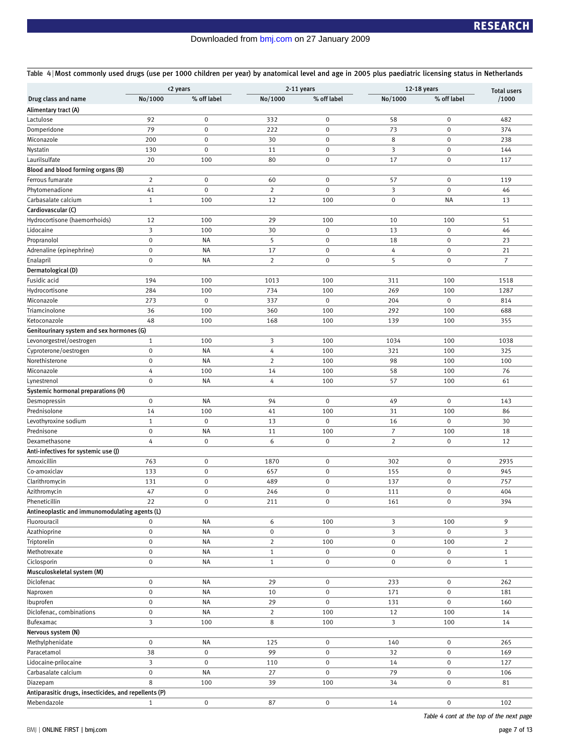Table 4 | Most commonly used drugs (use per 1000 children per year) by anatomical level and age in 2005 plus paediatric licensing status in Netherlands

| Drug class and name | ‹2 years | | 2-11 years | | 12-18 years | | Total users |
|---|---|---|---|---|---|---|---|
| | No/1000 | % off label | No/1000 | % off label | No/1000 | % off label | /1000 |
| **Alimentary tract (A)** | | | | | | | |
| Lactulose | 92 | 0 | 332 | 0 | 58 | 0 | 482 |
| Domperidone | 79 | 0 | 222 | 0 | 73 | 0 | 374 |
| Miconazole | 200 | 0 | 30 | 0 | 8 | 0 | 238 |
| Nystatin | 130 | 0 | 11 | 0 | 3 | 0 | 144 |
| Laurilsulfate | 20 | 100 | 80 | 0 | 17 | 0 | 117 |
| **Blood and blood forming organs (B)** | | | | | | | |
| Ferrous fumarate | 2 | 0 | 60 | 0 | 57 | 0 | 119 |
| Phytomenadione | 41 | 0 | 2 | 0 | 3 | 0 | 46 |
| Carbasalate calcium | 1 | 100 | 12 | 100 | 0 | NA | 13 |
| **Cardiovascular (C)** | | | | | | | |
| Hydrocortisone (haemorrhoids) | 12 | 100 | 29 | 100 | 10 | 100 | 51 |
| Lidocaine | 3 | 100 | 30 | 0 | 13 | 0 | 46 |
| Propranolol | 0 | NA | 5 | 0 | 18 | 0 | 23 |
| Adrenaline (epinephrine) | 0 | NA | 17 | 0 | 4 | 0 | 21 |
| Enalapril | 0 | NA | 2 | 0 | 5 | 0 | 7 |
| **Dermatological (D)** | | | | | | | |
| Fusidic acid | 194 | 100 | 1013 | 100 | 311 | 100 | 1518 |
| Hydrocortisone | 284 | 100 | 734 | 100 | 269 | 100 | 1287 |
| Miconazole | 273 | 0 | 337 | 0 | 204 | 0 | 814 |
| Triamcinolone | 36 | 100 | 360 | 100 | 292 | 100 | 688 |
| Ketoconazole | 48 | 100 | 168 | 100 | 139 | 100 | 355 |
| **Genitourinary system and sex hormones (G)** | | | | | | | |
| Levonorgestrel/oestrogen | 1 | 100 | 3 | 100 | 1034 | 100 | 1038 |
| Cyproterone/oestrogen | 0 | NA | 4 | 100 | 321 | 100 | 325 |
| Norethisterone | 0 | NA | 2 | 100 | 98 | 100 | 100 |
| Miconazole | 4 | 100 | 14 | 100 | 58 | 100 | 76 |
| Lynestrenol | 0 | NA | 4 | 100 | 57 | 100 | 61 |
| **Systemic hormonal preparations (H)** | | | | | | | |
| Desmopressin | 0 | NA | 94 | 0 | 49 | 0 | 143 |
| Prednisolone | 14 | 100 | 41 | 100 | 31 | 100 | 86 |
| Levothyroxine sodium | 1 | 0 | 13 | 0 | 16 | 0 | 30 |
| Prednisone | 0 | NA | 11 | 100 | 7 | 100 | 18 |
| Dexamethasone | 4 | 0 | 6 | 0 | 2 | 0 | 12 |
| **Anti-infectives for systemic use (J)** | | | | | | | |
| Amoxicillin | 763 | 0 | 1870 | 0 | 302 | 0 | 2935 |
| Co-amoxiclav | 133 | 0 | 657 | 0 | 155 | 0 | 945 |
| Clarithromycin | 131 | 0 | 489 | 0 | 137 | 0 | 757 |
| Azithromycin | 47 | 0 | 246 | 0 | 111 | 0 | 404 |
| Pheneticillin | 22 | 0 | 211 | 0 | 161 | 0 | 394 |
| **Antineoplastic and immunomodulating agents (L)** | | | | | | | |
| Fluorouracil | 0 | NA | 6 | 100 | 3 | 100 | 9 |
| Azathioprine | 0 | NA | 0 | 0 | 3 | 0 | 3 |
| Triptorelin | 0 | NA | 2 | 100 | 0 | 100 | 2 |
| Methotrexate | 0 | NA | 1 | 0 | 0 | 0 | 1 |
| Ciclosporin | 0 | NA | 1 | 0 | 0 | 0 | 1 |
| **Musculoskeletal system (M)** | | | | | | | |
| Diclofenac | 0 | NA | 29 | 0 | 233 | 0 | 262 |
| Naproxen | 0 | NA | 10 | 0 | 171 | 0 | 181 |
| Ibuprofen | 0 | NA | 29 | 0 | 131 | 0 | 160 |
| Diclofenac, combinations | 0 | NA | 2 | 100 | 12 | 100 | 14 |
| Bufexamac | 3 | 100 | 8 | 100 | 3 | 100 | 14 |
| **Nervous system (N)** | | | | | | | |
| Methylphenidate | 0 | NA | 125 | 0 | 140 | 0 | 265 |
| Paracetamol | 38 | 0 | 99 | 0 | 32 | 0 | 169 |
| Lidocaine-prilocaine | 3 | 0 | 110 | 0 | 14 | 0 | 127 |
| Carbasalate calcium | 0 | NA | 27 | 0 | 79 | 0 | 106 |
| Diazepam | 8 | 100 | 39 | 100 | 34 | 0 | 81 |
| **Antiparasitic drugs, insecticides, and repellents (P)** | | | | | | | |
| Mebendazole | 1 | 0 | 87 | 0 | 14 | 0 | 102 |

*Table 4 cont at the top of the next page*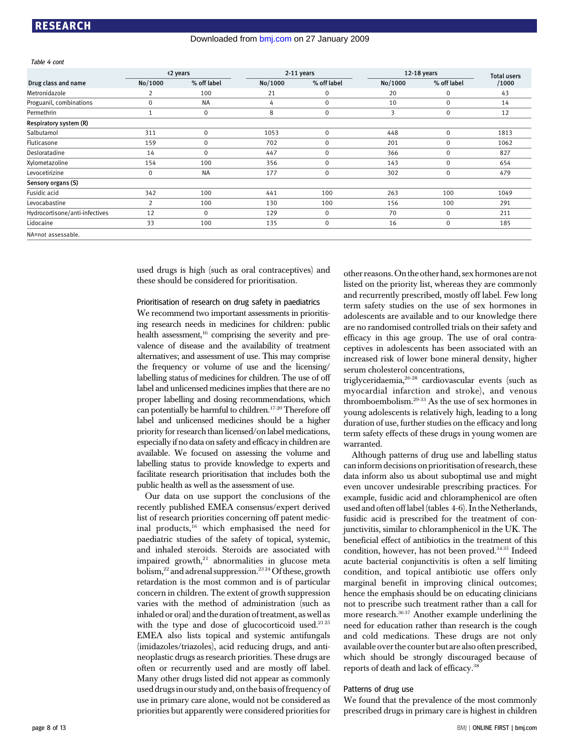Table 4 cont

| Drug class and name | <2 years | | 2-11 years | | 12-18 years | | Total users /1000 |
|---|---|---|---|---|---|---|---|
| | No/1000 | % off label | No/1000 | % off label | No/1000 | % off label | |
| Metronidazole | 2 | 100 | 21 | 0 | 20 | 0 | 43 |
| Proguanil, combinations | 0 | NA | 4 | 0 | 10 | 0 | 14 |
| Permethrin | 1 | 0 | 8 | 0 | 3 | 0 | 12 |
| **Respiratory system (R)** | | | | | | | |
| Salbutamol | 311 | 0 | 1053 | 0 | 448 | 0 | 1813 |
| Fluticasone | 159 | 0 | 702 | 0 | 201 | 0 | 1062 |
| Desloratadine | 14 | 0 | 447 | 0 | 366 | 0 | 827 |
| Xylometazoline | 154 | 100 | 356 | 0 | 143 | 0 | 654 |
| Levocetirizine | 0 | NA | 177 | 0 | 302 | 0 | 479 |
| **Sensory organs (S)** | | | | | | | |
| Fusidic acid | 342 | 100 | 441 | 100 | 263 | 100 | 1049 |
| Levocabastine | 2 | 100 | 130 | 100 | 156 | 100 | 291 |
| Hydrocortisone/anti-infectives | 12 | 0 | 129 | 0 | 70 | 0 | 211 |
| Lidocaine | 33 | 100 | 135 | 0 | 16 | 0 | 185 |

NA=not assessable.

used drugs is high (such as oral contraceptives) and these should be considered for prioritisation.

### Prioritisation of research on drug safety in paediatrics

We recommend two important assessments in prioritising research needs in medicines for children: public health assessment,[16] comprising the severity and prevalence of disease and the availability of treatment alternatives; and assessment of use. This may comprise the frequency or volume of use and the licensing/labelling status of medicines for children. The use of off label and unlicensed medicines implies that there are no proper labelling and dosing recommendations, which can potentially be harmful to children.[17-20] Therefore off label and unlicensed medicines should be a higher priority for research than licensed/on label medications, especially if no data on safety and efficacy in children are available. We focused on assessing the volume and labelling status to provide knowledge to experts and facilitate research prioritisation that includes both the public health as well as the assessment of use.

Our data on use support the conclusions of the recently published EMEA consensus/expert derived list of research priorities concerning off patent medicinal products,[16] which emphasised the need for paediatric studies of the safety of topical, systemic, and inhaled steroids. Steroids are associated with impaired growth,[21] abnormalities in glucose metabolism,[22] and adrenal suppression.[23 24] Of these, growth retardation is the most common and is of particular concern in children. The extent of growth suppression varies with the method of administration (such as inhaled or oral) and the duration of treatment, as well as with the type and dose of glucocorticoid used.[21 25] EMEA also lists topical and systemic antifungals (imidazoles/triazoles), acid reducing drugs, and antineoplastic drugs as research priorities. These drugs are often or recurrently used and are mostly off label. Many other drugs listed did not appear as commonly used drugs in our study and, on the basis of frequency of use in primary care alone, would not be considered as priorities but apparently were considered priorities for other reasons. On the other hand, sex hormones are not listed on the priority list, whereas they are commonly and recurrently prescribed, mostly off label. Few long term safety studies on the use of sex hormones in adolescents are available and to our knowledge there are no randomised controlled trials on their safety and efficacy in this age group. The use of oral contraceptives in adolescents has been associated with an increased risk of lower bone mineral density, higher serum cholesterol concentrations, triglyceridaemia,[26-28] cardiovascular events (such as myocardial infarction and stroke), and venous thromboembolism.[29-33] As the use of sex hormones in young adolescents is relatively high, leading to a long duration of use, further studies on the efficacy and long term safety effects of these drugs in young women are warranted.

Although patterns of drug use and labelling status can inform decisions on prioritisation of research, these data inform also us about suboptimal use and might even uncover undesirable prescribing practices. For example, fusidic acid and chloramphenicol are often used and often off label (tables 4-6). In the Netherlands, fusidic acid is prescribed for the treatment of conjunctivitis, similar to chloramphenicol in the UK. The beneficial effect of antibiotics in the treatment of this condition, however, has not been proved.[34 35] Indeed acute bacterial conjunctivitis is often a self limiting condition, and topical antibiotic use offers only marginal benefit in improving clinical outcomes; hence the emphasis should be on educating clinicians not to prescribe such treatment rather than a call for more research.[36 37] Another example underlining the need for education rather than research is the cough and cold medications. These drugs are not only available over the counter but are also often prescribed, which should be strongly discouraged because of reports of death and lack of efficacy.[38]

### Patterns of drug use

We found that the prevalence of the most commonly prescribed drugs in primary care is highest in children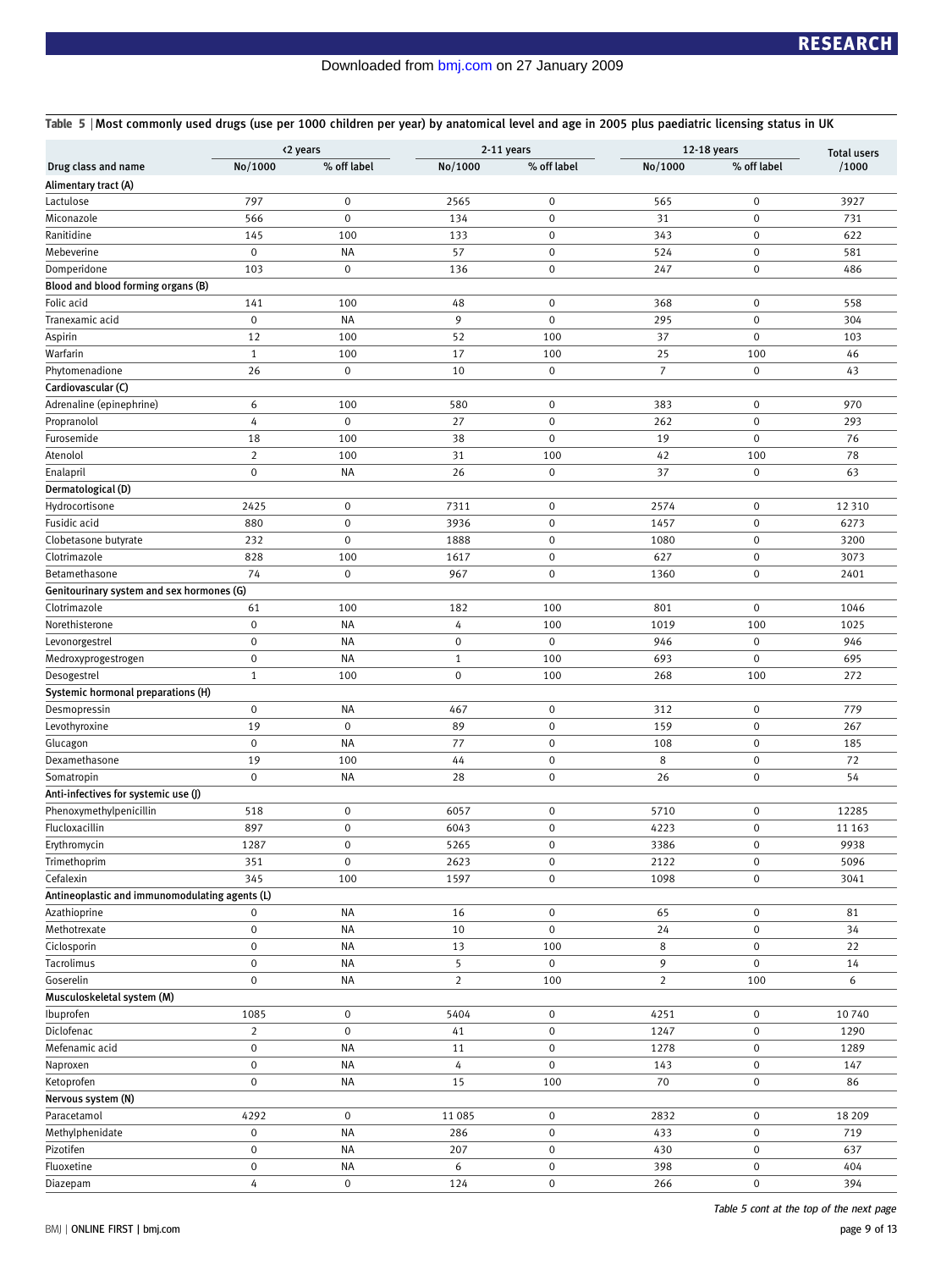**Table 5** | Most commonly used drugs (use per 1000 children per year) by anatomical level and age in 2005 plus paediatric licensing status in UK

| | <2 years | | 2-11 years | | 12-18 years | | Total users |
|---|---|---|---|---|---|---|---|
| Drug class and name | No/1000 | % off label | No/1000 | % off label | No/1000 | % off label | /1000 |
| **Alimentary tract (A)** | | | | | | | |
| Lactulose | 797 | 0 | 2565 | 0 | 565 | 0 | 3927 |
| Miconazole | 566 | 0 | 134 | 0 | 31 | 0 | 731 |
| Ranitidine | 145 | 100 | 133 | 0 | 343 | 0 | 622 |
| Mebeverine | 0 | NA | 57 | 0 | 524 | 0 | 581 |
| Domperidone | 103 | 0 | 136 | 0 | 247 | 0 | 486 |
| **Blood and blood forming organs (B)** | | | | | | | |
| Folic acid | 141 | 100 | 48 | 0 | 368 | 0 | 558 |
| Tranexamic acid | 0 | NA | 9 | 0 | 295 | 0 | 304 |
| Aspirin | 12 | 100 | 52 | 100 | 37 | 0 | 103 |
| Warfarin | 1 | 100 | 17 | 100 | 25 | 100 | 46 |
| Phytomenadione | 26 | 0 | 10 | 0 | 7 | 0 | 43 |
| **Cardiovascular (C)** | | | | | | | |
| Adrenaline (epinephrine) | 6 | 100 | 580 | 0 | 383 | 0 | 970 |
| Propranolol | 4 | 0 | 27 | 0 | 262 | 0 | 293 |
| Furosemide | 18 | 100 | 38 | 0 | 19 | 0 | 76 |
| Atenolol | 2 | 100 | 31 | 100 | 42 | 100 | 78 |
| Enalapril | 0 | NA | 26 | 0 | 37 | 0 | 63 |
| **Dermatological (D)** | | | | | | | |
| Hydrocortisone | 2425 | 0 | 7311 | 0 | 2574 | 0 | 12 310 |
| Fusidic acid | 880 | 0 | 3936 | 0 | 1457 | 0 | 6273 |
| Clobetasone butyrate | 232 | 0 | 1888 | 0 | 1080 | 0 | 3200 |
| Clotrimazole | 828 | 100 | 1617 | 0 | 627 | 0 | 3073 |
| Betamethasone | 74 | 0 | 967 | 0 | 1360 | 0 | 2401 |
| **Genitourinary system and sex hormones (G)** | | | | | | | |
| Clotrimazole | 61 | 100 | 182 | 100 | 801 | 0 | 1046 |
| Norethisterone | 0 | NA | 4 | 100 | 1019 | 100 | 1025 |
| Levonorgestrel | 0 | NA | 0 | 0 | 946 | 0 | 946 |
| Medroxyprogestrogen | 0 | NA | 1 | 100 | 693 | 0 | 695 |
| Desogestrel | 1 | 100 | 0 | 100 | 268 | 100 | 272 |
| **Systemic hormonal preparations (H)** | | | | | | | |
| Desmopressin | 0 | NA | 467 | 0 | 312 | 0 | 779 |
| Levothyroxine | 19 | 0 | 89 | 0 | 159 | 0 | 267 |
| Glucagon | 0 | NA | 77 | 0 | 108 | 0 | 185 |
| Dexamethasone | 19 | 100 | 44 | 0 | 8 | 0 | 72 |
| Somatropin | 0 | NA | 28 | 0 | 26 | 0 | 54 |
| **Anti-infectives for systemic use (J)** | | | | | | | |
| Phenoxymethylpenicillin | 518 | 0 | 6057 | 0 | 5710 | 0 | 12285 |
| Flucloxacillin | 897 | 0 | 6043 | 0 | 4223 | 0 | 11 163 |
| Erythromycin | 1287 | 0 | 5265 | 0 | 3386 | 0 | 9938 |
| Trimethoprim | 351 | 0 | 2623 | 0 | 2122 | 0 | 5096 |
| Cefalexin | 345 | 100 | 1597 | 0 | 1098 | 0 | 3041 |
| **Antineoplastic and immunomodulating agents (L)** | | | | | | | |
| Azathioprine | 0 | NA | 16 | 0 | 65 | 0 | 81 |
| Methotrexate | 0 | NA | 10 | 0 | 24 | 0 | 34 |
| Ciclosporin | 0 | NA | 13 | 100 | 8 | 0 | 22 |
| Tacrolimus | 0 | NA | 5 | 0 | 9 | 0 | 14 |
| Goserelin | 0 | NA | 2 | 100 | 2 | 100 | 6 |
| **Musculoskeletal system (M)** | | | | | | | |
| Ibuprofen | 1085 | 0 | 5404 | 0 | 4251 | 0 | 10 740 |
| Diclofenac | 2 | 0 | 41 | 0 | 1247 | 0 | 1290 |
| Mefenamic acid | 0 | NA | 11 | 0 | 1278 | 0 | 1289 |
| Naproxen | 0 | NA | 4 | 0 | 143 | 0 | 147 |
| Ketoprofen | 0 | NA | 15 | 100 | 70 | 0 | 86 |
| **Nervous system (N)** | | | | | | | |
| Paracetamol | 4292 | 0 | 11 085 | 0 | 2832 | 0 | 18 209 |
| Methylphenidate | 0 | NA | 286 | 0 | 433 | 0 | 719 |
| Pizotifen | 0 | NA | 207 | 0 | 430 | 0 | 637 |
| Fluoxetine | 0 | NA | 6 | 0 | 398 | 0 | 404 |
| Diazepam | 4 | 0 | 124 | 0 | 266 | 0 | 394 |

*Table 5 cont at the top of the next page*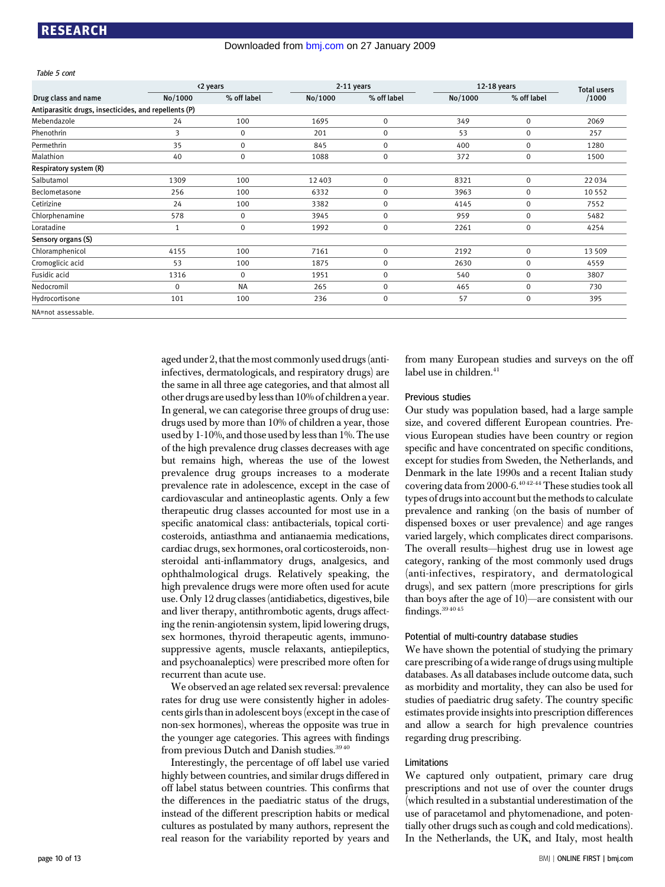Table 5 cont

| Drug class and name | <2 years | | 2-11 years | | 12-18 years | | Total users /1000 |
|---|---|---|---|---|---|---|---|
| | No/1000 | % off label | No/1000 | % off label | No/1000 | % off label | |
| **Antiparasitic drugs, insecticides, and repellents (P)** | | | | | | | |
| Mebendazole | 24 | 100 | 1695 | 0 | 349 | 0 | 2069 |
| Phenothrin | 3 | 0 | 201 | 0 | 53 | 0 | 257 |
| Permethrin | 35 | 0 | 845 | 0 | 400 | 0 | 1280 |
| Malathion | 40 | 0 | 1088 | 0 | 372 | 0 | 1500 |
| **Respiratory system (R)** | | | | | | | |
| Salbutamol | 1309 | 100 | 12 403 | 0 | 8321 | 0 | 22 034 |
| Beclometasone | 256 | 100 | 6332 | 0 | 3963 | 0 | 10 552 |
| Cetirizine | 24 | 100 | 3382 | 0 | 4145 | 0 | 7552 |
| Chlorphenamine | 578 | 0 | 3945 | 0 | 959 | 0 | 5482 |
| Loratadine | 1 | 0 | 1992 | 0 | 2261 | 0 | 4254 |
| **Sensory organs (S)** | | | | | | | |
| Chloramphenicol | 4155 | 100 | 7161 | 0 | 2192 | 0 | 13 509 |
| Cromoglicic acid | 53 | 100 | 1875 | 0 | 2630 | 0 | 4559 |
| Fusidic acid | 1316 | 0 | 1951 | 0 | 540 | 0 | 3807 |
| Nedocromil | 0 | NA | 265 | 0 | 465 | 0 | 730 |
| Hydrocortisone | 101 | 100 | 236 | 0 | 57 | 0 | 395 |

NA=not assessable.

aged under 2, that the most commonly used drugs (anti-infectives, dermatologicals, and respiratory drugs) are the same in all three age categories, and that almost all other drugs are used by less than 10% of children a year. In general, we can categorise three groups of drug use: drugs used by more than 10% of children a year, those used by 1-10%, and those used by less than 1%. The use of the high prevalence drug classes decreases with age but remains high, whereas the use of the lowest prevalence drug groups increases to a moderate prevalence rate in adolescence, except in the case of cardiovascular and antineoplastic agents. Only a few therapeutic drug classes accounted for most use in a specific anatomical class: antibacterials, topical corticosteroids, antiasthma and antianaemia medications, cardiac drugs, sex hormones, oral corticosteroids, non-steroidal anti-inflammatory drugs, analgesics, and ophthalmological drugs. Relatively speaking, the high prevalence drugs were more often used for acute use. Only 12 drug classes (antidiabetics, digestives, bile and liver therapy, antithrombotic agents, drugs affecting the renin-angiotensin system, lipid lowering drugs, sex hormones, thyroid therapeutic agents, immunosuppressive agents, muscle relaxants, antiepileptics, and psychoanaleptics) were prescribed more often for recurrent than acute use.

We observed an age related sex reversal: prevalence rates for drug use were consistently higher in adolescents girls than in adolescent boys (except in the case of non-sex hormones), whereas the opposite was true in the younger age categories. This agrees with findings from previous Dutch and Danish studies.[39 40]

Interestingly, the percentage of off label use varied highly between countries, and similar drugs differed in off label status between countries. This confirms that the differences in the paediatric status of the drugs, instead of the different prescription habits or medical cultures as postulated by many authors, represent the real reason for the variability reported by years and from many European studies and surveys on the off label use in children.[41]

### Previous studies

Our study was population based, had a large sample size, and covered different European countries. Previous European studies have been country or region specific and have concentrated on specific conditions, except for studies from Sweden, the Netherlands, and Denmark in the late 1990s and a recent Italian study covering data from 2000-6.[40 42-44] These studies took all types of drugs into account but the methods to calculate prevalence and ranking (on the basis of number of dispensed boxes or user prevalence) and age ranges varied largely, which complicates direct comparisons. The overall results—highest drug use in lowest age category, ranking of the most commonly used drugs (anti-infectives, respiratory, and dermatological drugs), and sex pattern (more prescriptions for girls than boys after the age of 10)—are consistent with our findings.[39 40 45]

### Potential of multi-country database studies

We have shown the potential of studying the primary care prescribing of a wide range of drugs using multiple databases. As all databases include outcome data, such as morbidity and mortality, they can also be used for studies of paediatric drug safety. The country specific estimates provide insights into prescription differences and allow a search for high prevalence countries regarding drug prescribing.

### Limitations

We captured only outpatient, primary care drug prescriptions and not use of over the counter drugs (which resulted in a substantial underestimation of the use of paracetamol and phytomenadione, and potentially other drugs such as cough and cold medications). In the Netherlands, the UK, and Italy, most health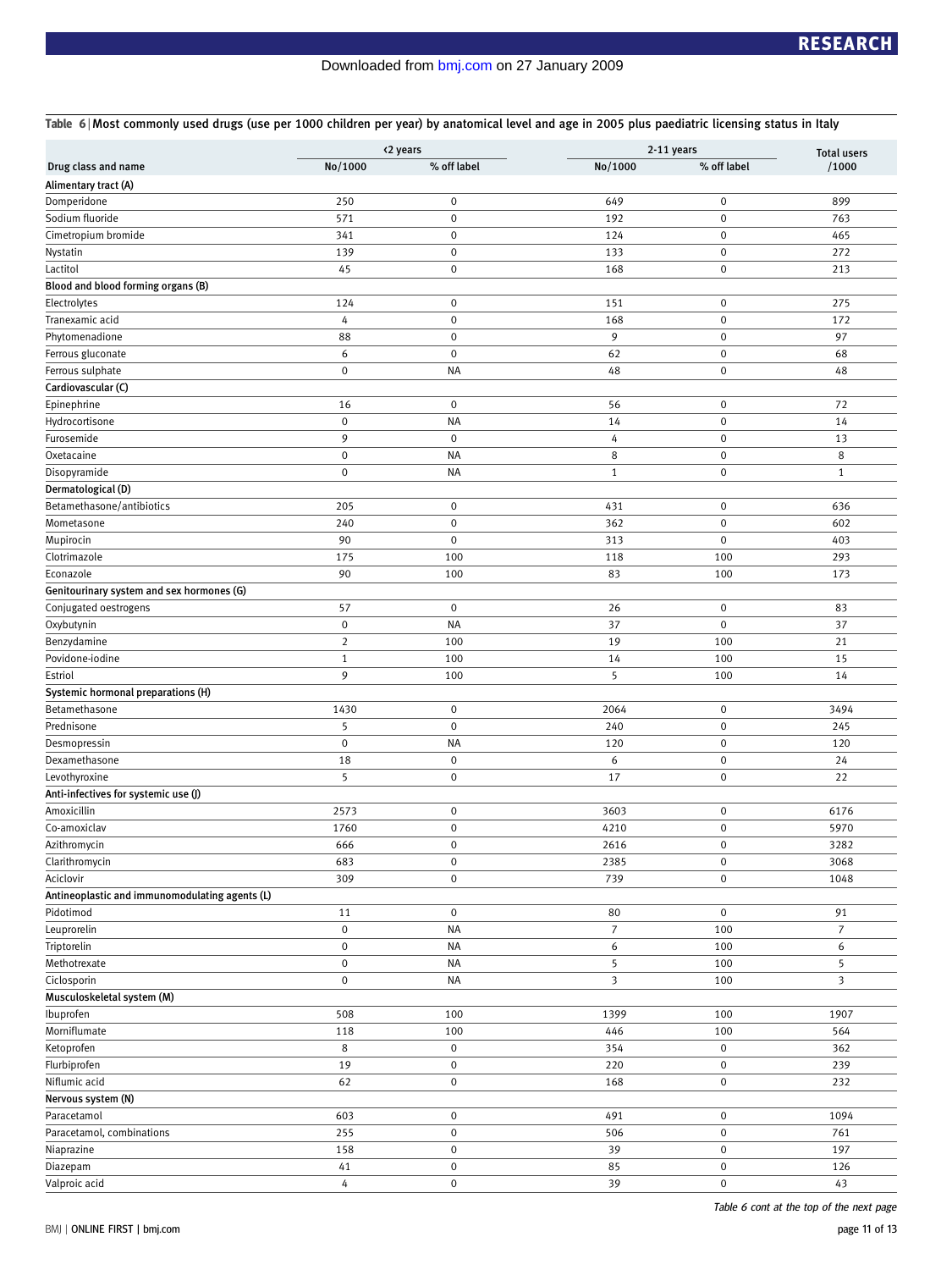Table 6 | Most commonly used drugs (use per 1000 children per year) by anatomical level and age in 2005 plus paediatric licensing status in Italy

| Drug class and name | <2 years | | 2-11 years | | Total users /1000 |
|---|---|---|---|---|---|
| | No/1000 | % off label | No/1000 | % off label | |
| **Alimentary tract (A)** | | | | | |
| Domperidone | 250 | 0 | 649 | 0 | 899 |
| Sodium fluoride | 571 | 0 | 192 | 0 | 763 |
| Cimetropium bromide | 341 | 0 | 124 | 0 | 465 |
| Nystatin | 139 | 0 | 133 | 0 | 272 |
| Lactitol | 45 | 0 | 168 | 0 | 213 |
| **Blood and blood forming organs (B)** | | | | | |
| Electrolytes | 124 | 0 | 151 | 0 | 275 |
| Tranexamic acid | 4 | 0 | 168 | 0 | 172 |
| Phytomenadione | 88 | 0 | 9 | 0 | 97 |
| Ferrous gluconate | 6 | 0 | 62 | 0 | 68 |
| Ferrous sulphate | 0 | NA | 48 | 0 | 48 |
| **Cardiovascular (C)** | | | | | |
| Epinephrine | 16 | 0 | 56 | 0 | 72 |
| Hydrocortisone | 0 | NA | 14 | 0 | 14 |
| Furosemide | 9 | 0 | 4 | 0 | 13 |
| Oxetacaine | 0 | NA | 8 | 0 | 8 |
| Disopyramide | 0 | NA | 1 | 0 | 1 |
| **Dermatological (D)** | | | | | |
| Betamethasone/antibiotics | 205 | 0 | 431 | 0 | 636 |
| Mometasone | 240 | 0 | 362 | 0 | 602 |
| Mupirocin | 90 | 0 | 313 | 0 | 403 |
| Clotrimazole | 175 | 100 | 118 | 100 | 293 |
| Econazole | 90 | 100 | 83 | 100 | 173 |
| **Genitourinary system and sex hormones (G)** | | | | | |
| Conjugated oestrogens | 57 | 0 | 26 | 0 | 83 |
| Oxybutynin | 0 | NA | 37 | 0 | 37 |
| Benzydamine | 2 | 100 | 19 | 100 | 21 |
| Povidone-iodine | 1 | 100 | 14 | 100 | 15 |
| Estriol | 9 | 100 | 5 | 100 | 14 |
| **Systemic hormonal preparations (H)** | | | | | |
| Betamethasone | 1430 | 0 | 2064 | 0 | 3494 |
| Prednisone | 5 | 0 | 240 | 0 | 245 |
| Desmopressin | 0 | NA | 120 | 0 | 120 |
| Dexamethasone | 18 | 0 | 6 | 0 | 24 |
| Levothyroxine | 5 | 0 | 17 | 0 | 22 |
| **Anti-infectives for systemic use (J)** | | | | | |
| Amoxicillin | 2573 | 0 | 3603 | 0 | 6176 |
| Co-amoxiclav | 1760 | 0 | 4210 | 0 | 5970 |
| Azithromycin | 666 | 0 | 2616 | 0 | 3282 |
| Clarithromycin | 683 | 0 | 2385 | 0 | 3068 |
| Aciclovir | 309 | 0 | 739 | 0 | 1048 |
| **Antineoplastic and immunomodulating agents (L)** | | | | | |
| Pidotimod | 11 | 0 | 80 | 0 | 91 |
| Leuprorelin | 0 | NA | 7 | 100 | 7 |
| Triptorelin | 0 | NA | 6 | 100 | 6 |
| Methotrexate | 0 | NA | 5 | 100 | 5 |
| Ciclosporin | 0 | NA | 3 | 100 | 3 |
| **Musculoskeletal system (M)** | | | | | |
| Ibuprofen | 508 | 100 | 1399 | 100 | 1907 |
| Morniflumate | 118 | 100 | 446 | 100 | 564 |
| Ketoprofen | 8 | 0 | 354 | 0 | 362 |
| Flurbiprofen | 19 | 0 | 220 | 0 | 239 |
| Niflumic acid | 62 | 0 | 168 | 0 | 232 |
| **Nervous system (N)** | | | | | |
| Paracetamol | 603 | 0 | 491 | 0 | 1094 |
| Paracetamol, combinations | 255 | 0 | 506 | 0 | 761 |
| Niaprazine | 158 | 0 | 39 | 0 | 197 |
| Diazepam | 41 | 0 | 85 | 0 | 126 |
| Valproic acid | 4 | 0 | 39 | 0 | 43 |

*Table 6 cont at the top of the next page*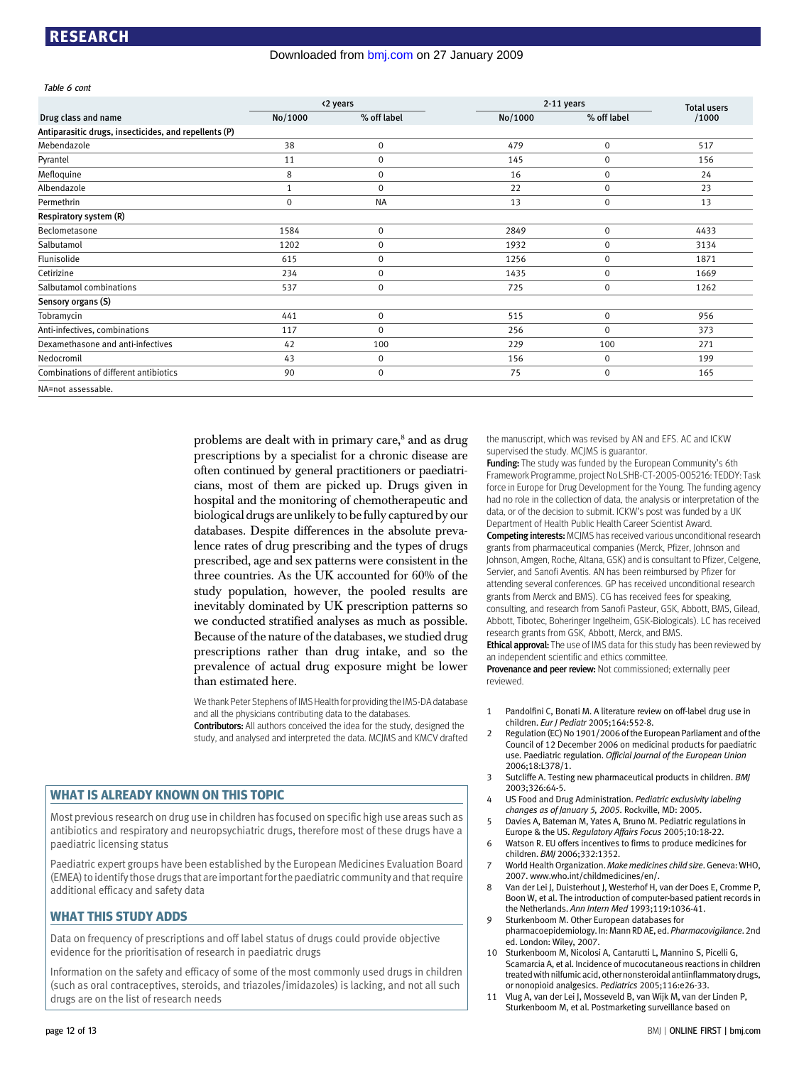Table 6 cont

| Drug class and name | <2 years | | 2-11 years | | Total users /1000 |
|---|---|---|---|---|---|
| | No/1000 | % off label | No/1000 | % off label | |
| **Antiparasitic drugs, insecticides, and repellents (P)** | | | | | |
| Mebendazole | 38 | 0 | 479 | 0 | 517 |
| Pyrantel | 11 | 0 | 145 | 0 | 156 |
| Mefloquine | 8 | 0 | 16 | 0 | 24 |
| Albendazole | 1 | 0 | 22 | 0 | 23 |
| Permethrin | 0 | NA | 13 | 0 | 13 |
| **Respiratory system (R)** | | | | | |
| Beclometasone | 1584 | 0 | 2849 | 0 | 4433 |
| Salbutamol | 1202 | 0 | 1932 | 0 | 3134 |
| Flunisolide | 615 | 0 | 1256 | 0 | 1871 |
| Cetirizine | 234 | 0 | 1435 | 0 | 1669 |
| Salbutamol combinations | 537 | 0 | 725 | 0 | 1262 |
| **Sensory organs (S)** | | | | | |
| Tobramycin | 441 | 0 | 515 | 0 | 956 |
| Anti-infectives, combinations | 117 | 0 | 256 | 0 | 373 |
| Dexamethasone and anti-infectives | 42 | 100 | 229 | 100 | 271 |
| Nedocromil | 43 | 0 | 156 | 0 | 199 |
| Combinations of different antibiotics | 90 | 0 | 75 | 0 | 165 |

NA=not assessable.

problems are dealt with in primary care,[8] and as drug prescriptions by a specialist for a chronic disease are often continued by general practitioners or paediatricians, most of them are picked up. Drugs given in hospital and the monitoring of chemotherapeutic and biological drugs are unlikely to be fully captured by our databases. Despite differences in the absolute prevalence rates of drug prescribing and the types of drugs prescribed, age and sex patterns were consistent in the three countries. As the UK accounted for 60% of the study population, however, the pooled results are inevitably dominated by UK prescription patterns so we conducted stratified analyses as much as possible. Because of the nature of the databases, we studied drug prescriptions rather than drug intake, and so the prevalence of actual drug exposure might be lower than estimated here.

We thank Peter Stephens of IMS Health for providing the IMS-DA database and all the physicians contributing data to the databases.

**Contributors:** All authors conceived the idea for the study, designed the study, and analysed and interpreted the data. MCJMS and KMCV drafted the manuscript, which was revised by AN and EFS. AC and ICKW supervised the study. MCJMS is guarantor.

**Funding:** The study was funded by the European Community's 6th Framework Programme, project No LSHB-CT-2005-005216: TEDDY: Task force in Europe for Drug Development for the Young. The funding agency had no role in the collection of data, the analysis or interpretation of the data, or of the decision to submit. ICKW's post was funded by a UK Department of Health Public Health Career Scientist Award.

**Competing interests:** MCJMS has received various unconditional research grants from pharmaceutical companies (Merck, Pfizer, Johnson and Johnson, Amgen, Roche, Altana, GSK) and is consultant to Pfizer, Celgene, Servier, and Sanofi Aventis. AN has been reimbursed by Pfizer for attending several conferences. GP has received unconditional research grants from Merck and BMS). CG has received fees for speaking, consulting, and research from Sanofi Pasteur, GSK, Abbott, BMS, Gilead, Abbott, Tibotec, Boheringer Ingelheim, GSK-Biologicals). LC has received research grants from GSK, Abbott, Merck, and BMS.

**Ethical approval:** The use of IMS data for this study has been reviewed by an independent scientific and ethics committee.

**Provenance and peer review:** Not commissioned; externally peer reviewed.

## WHAT IS ALREADY KNOWN ON THIS TOPIC

Most previous research on drug use in children has focused on specific high use areas such as antibiotics and respiratory and neuropsychiatric drugs, therefore most of these drugs have a paediatric licensing status

Paediatric expert groups have been established by the European Medicines Evaluation Board (EMEA) to identify those drugs that are important for the paediatric community and that require additional efficacy and safety data

## WHAT THIS STUDY ADDS

Data on frequency of prescriptions and off label status of drugs could provide objective evidence for the prioritisation of research in paediatric drugs

Information on the safety and efficacy of some of the most commonly used drugs in children (such as oral contraceptives, steroids, and triazoles/imidazoles) is lacking, and not all such drugs are on the list of research needs

1. Pandolfini C, Bonati M. A literature review on off-label drug use in children. *Eur J Pediatr* 2005;164:552-8.
2. Regulation (EC) No 1901/2006 of the European Parliament and of the Council of 12 December 2006 on medicinal products for paediatric use. Paediatric regulation. *Official Journal of the European Union* 2006;18:L378/1.
3. Sutcliffe A. Testing new pharmaceutical products in children. *BMJ* 2003;326:64-5.
4. US Food and Drug Administration. *Pediatric exclusivity labeling changes as of January 5, 2005*. Rockville, MD: 2005.
5. Davies A, Bateman M, Yates A, Bruno M. Pediatric regulations in Europe & the US. *Regulatory Affairs Focus* 2005;10:18-22.
6. Watson R. EU offers incentives to firms to produce medicines for children. *BMJ* 2006;332:1352.
7. World Health Organization. *Make medicines child size*. Geneva: WHO, 2007. www.who.int/childmedicines/en/.
8. Van der Lei J, Duisterhout J, Westerhof H, van der Does E, Cromme P, Boon W, et al. The introduction of computer-based patient records in the Netherlands. *Ann Intern Med* 1993;119:1036-41.
9. Sturkenboom M. Other European databases for pharmacoepidemiology. In: Mann RD AE, ed. *Pharmacovigilance*. 2nd ed. London: Wiley, 2007.
10. Sturkenboom M, Nicolosi A, Cantarutti L, Mannino S, Picelli G, Scamarcia A, et al. Incidence of mucocutaneous reactions in children treated with nilfumic acid, other nonsteroidal antiinflammatory drugs, or nonopioid analgesics. *Pediatrics* 2005;116:e26-33.
11. Vlug A, van der Lei J, Mosseveld B, van Wijk M, van der Linden P, Sturkenboom M, et al. Postmarketing surveillance based on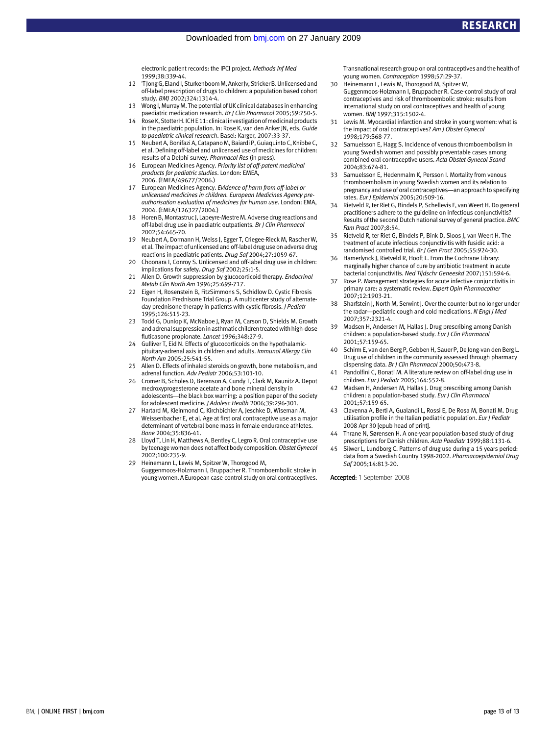electronic patient records: the IPCI project. *Methods Inf Med* 1999;38:339-44.

12 'T Jong G, Eland I, Sturkenboom M, Anker Jv, Stricker B. Unlicensed and off-label prescription of drugs to children: a population based cohort study. *BMJ* 2002;324:1314-4.
13 Wong I, Murray M. The potential of UK clinical databases in enhancing paediatric medication research. *Br J Clin Pharmacol* 2005;59:750-5.
14 Rose K, Stotter H. ICH E 11: clinical investigation of medicinal products in the paediatric population. In: Rose K, van den Anker JN, eds. *Guide to paediatric clinical research*. Basel: Karger, 2007:33-37.
15 Neubert A, Bonifazi A, Catapano M, Baiardi P, Guiaquinto C, Knibbe C, et al. Defining off-label and unlicensed use of medicines for children: results of a Delphi survey. *Pharmacol Res* (in press).
16 European Medicines Agency. *Priority list of off-patent medicinal products for pediatric studies*. London: EMEA, 2006. (EMEA/49677/2006.)
17 European Medicines Agency. *Evidence of harm from off-label or unlicensed medicines in children. European Medicines Agency pre-authorisation evaluation of medicines for human use*. London: EMA, 2004. (EMEA/126327/2004.)
18 Horen B, Montastruc J, Lapeyre-Mestre M. Adverse drug reactions and off-label drug use in paediatric outpatients. *Br J Clin Pharmacol* 2002;54:665-70.
19 Neubert A, Dormann H, Weiss J, Egger T, Criegee-Rieck M, Rascher W, et al. The impact of unlicensed and off-label drug use on adverse drug reactions in paediatric patients. *Drug Saf* 2004;27:1059-67.
20 Choonara I, Conroy S. Unlicensed and off-label drug use in children: implications for safety. *Drug Saf* 2002;25:1-5.
21 Allen D. Growth suppression by glucocorticoid therapy. *Endocrinol Metab Clin North Am* 1996;25:699-717.
22 Eigen H, Rosenstein B, FitzSimmons S, Schidlow D. Cystic Fibrosis Foundation Prednisone Trial Group. A multicenter study of alternate-day prednisone therapy in patients with cystic fibrosis. *J Pediatr* 1995;126:515-23.
23 Todd G, Dunlop K, McNaboe J, Ryan M, Carson D, Shields M. Growth and adrenal suppression in asthmatic children treated with high-dose fluticasone propionate. *Lancet* 1996;348:27-9.
24 Gulliver T, Eid N. Effects of glucocorticoids on the hypothalamic-pituitary-adrenal axis in children and adults. *Immunol Allergy Clin North Am* 2005;25:541-55.
25 Allen D. Effects of inhaled steroids on growth, bone metabolism, and adrenal function. *Adv Pediatr* 2006;53:101-10.
26 Cromer B, Scholes D, Berenson A, Cundy T, Clark M, Kaunitz A. Depot medroxyprogesterone acetate and bone mineral density in adolescents—the black box warning: a position paper of the society for adolescent medicine. *J Adolesc Health* 2006;39:296-301.
27 Hartard M, Kleinmond C, Kirchbichler A, Jeschke D, Wiseman M, Weissenbacher E, et al. Age at first oral contraceptive use as a major determinant of vertebral bone mass in female endurance athletes. *Bone* 2004;35:836-41.
28 Lloyd T, Lin H, Matthews A, Bentley C, Legro R. Oral contraceptive use by teenage women does not affect body composition. *Obstet Gynecol* 2002;100:235-9.
29 Heinemann L, Lewis M, Spitzer W, Thorogood M, Guggenmoos-Holzmann I, Bruppacher R. Thromboembolic stroke in young women. A European case-control study on oral contraceptives. Transnational research group on oral contraceptives and the health of young women. *Contraception* 1998;57:29-37.
30 Heinemann L, Lewis M, Thorogood M, Spitzer W, Guggenmoos-Holzmann I, Bruppacher R. Case-control study of oral contraceptives and risk of thromboembolic stroke: results from international study on oral contraceptives and health of young women. *BMJ* 1997;315:1502-4.
31 Lewis M. Myocardial infarction and stroke in young women: what is the impact of oral contraceptives? *Am J Obstet Gynecol* 1998;179:S68-77.
32 Samuelsson E, Hagg S. Incidence of venous thromboembolism in young Swedish women and possibly preventable cases among combined oral contraceptive users. *Acta Obstet Gynecol Scand* 2004;83:674-81.
33 Samuelsson E, Hedenmalm K, Persson I. Mortality from venous thromboembolism in young Swedish women and its relation to pregnancy and use of oral contraceptives—an approach to specifying rates. *Eur J Epidemiol* 2005;20:509-16.
34 Rietveld R, ter Riet G, Bindels P, Schellevis F, van Weert H. Do general practitioners adhere to the guideline on infectious conjunctivitis? Results of the second Dutch national survey of general practice. *BMC Fam Pract* 2007;8:54.
35 Rietveld R, ter Riet G, Bindels P, Bink D, Sloos J, van Weert H. The treatment of acute infectious conjunctivitis with fusidic acid: a randomised controlled trial. *Br J Gen Pract* 2005;55:924-30.
36 Hamerlynck J, Rietveld R, Hooft L. From the Cochrane Library: marginally higher chance of cure by antibiotic treatment in acute bacterial conjunctivitis. *Ned Tijdschr Geneeskd* 2007;151:594-6.
37 Rose P. Management strategies for acute infective conjunctivitis in primary care: a systematic review. *Expert Opin Pharmacother* 2007;12:1903-21.
38 Sharfstein J, North M, Serwint J. Over the counter but no longer under the radar—pediatric cough and cold medications. *N Engl J Med* 2007;357:2321-4.
39 Madsen H, Andersen M, Hallas J. Drug prescribing among Danish children: a population-based study. *Eur J Clin Pharmacol* 2001;57:159-65.
40 Schirm E, van den Berg P, Gebben H, Sauer P, De Jong-van den Berg L. Drug use of children in the community assessed through pharmacy dispensing data. *Br J Clin Pharmacol* 2000;50:473-8.
41 Pandolfini C, Bonati M. A literature review on off-label drug use in children. *Eur J Pediatr* 2005;164:552-8.
42 Madsen H, Andersen M, Hallas J. Drug prescribing among Danish children: a population-based study. *Eur J Clin Pharmacol* 2001;57:159-65.
43 Clavenna A, Berti A, Gualandi L, Rossi E, De Rosa M, Bonati M. Drug utilisation profile in the Italian pediatric population. *Eur J Pediatr* 2008 Apr 30 [epub head of print].
44 Thrane N, Sørensen H. A one-year population-based study of drug prescriptions for Danish children. *Acta Paediatr* 1999;88:1131-6.
45 Silwer L, Lundborg C. Patterns of drug use during a 15 years period: data from a Swedish Country 1998-2002. *Pharmacoepidemiol Drug Saf* 2005;14:813-20.

**Accepted:** 1 September 2008